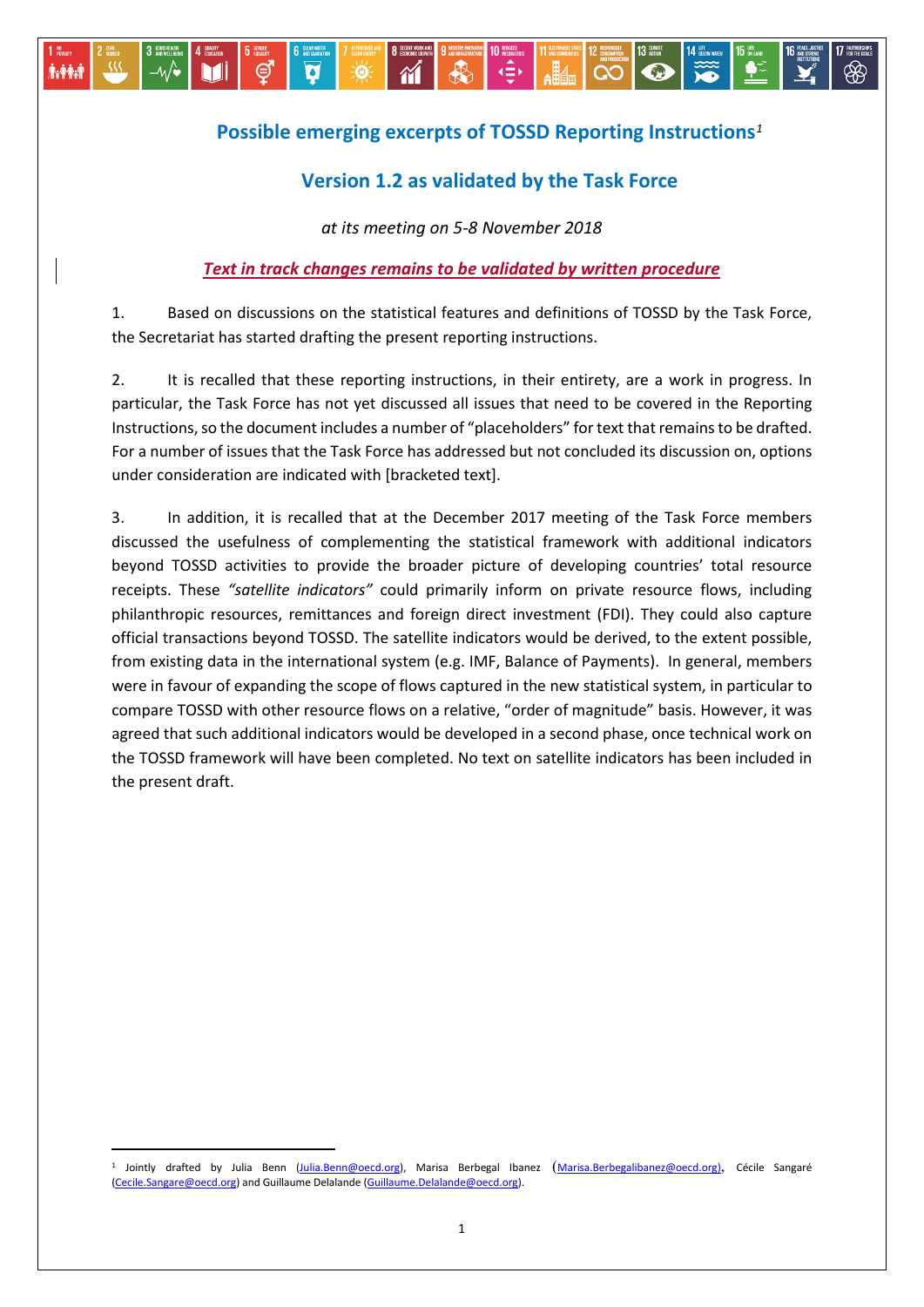# Possible emerging excerpts of TOSSD Reporting Instructions[1]

## Version 1.2 as validated by the Task Force

*at its meeting on 5-8 November 2018*

***Text in track changes remains to be validated by written procedure***

1. Based on discussions on the statistical features and definitions of TOSSD by the Task Force, the Secretariat has started drafting the present reporting instructions.

2. It is recalled that these reporting instructions, in their entirety, are a work in progress. In particular, the Task Force has not yet discussed all issues that need to be covered in the Reporting Instructions, so the document includes a number of "placeholders" for text that remains to be drafted. For a number of issues that the Task Force has addressed but not concluded its discussion on, options under consideration are indicated with [bracketed text].

3. In addition, it is recalled that at the December 2017 meeting of the Task Force members discussed the usefulness of complementing the statistical framework with additional indicators beyond TOSSD activities to provide the broader picture of developing countries' total resource receipts. These *"satellite indicators"* could primarily inform on private resource flows, including philanthropic resources, remittances and foreign direct investment (FDI). They could also capture official transactions beyond TOSSD. The satellite indicators would be derived, to the extent possible, from existing data in the international system (e.g. IMF, Balance of Payments). In general, members were in favour of expanding the scope of flows captured in the new statistical system, in particular to compare TOSSD with other resource flows on a relative, "order of magnitude" basis. However, it was agreed that such additional indicators would be developed in a second phase, once technical work on the TOSSD framework will have been completed. No text on satellite indicators has been included in the present draft.

---

[1] Jointly drafted by Julia Benn (Julia.Benn@oecd.org), Marisa Berbegal Ibanez (Marisa.Berbegalibanez@oecd.org), Cécile Sangaré (Cecile.Sangare@oecd.org) and Guillaume Delalande (Guillaume.Delalande@oecd.org).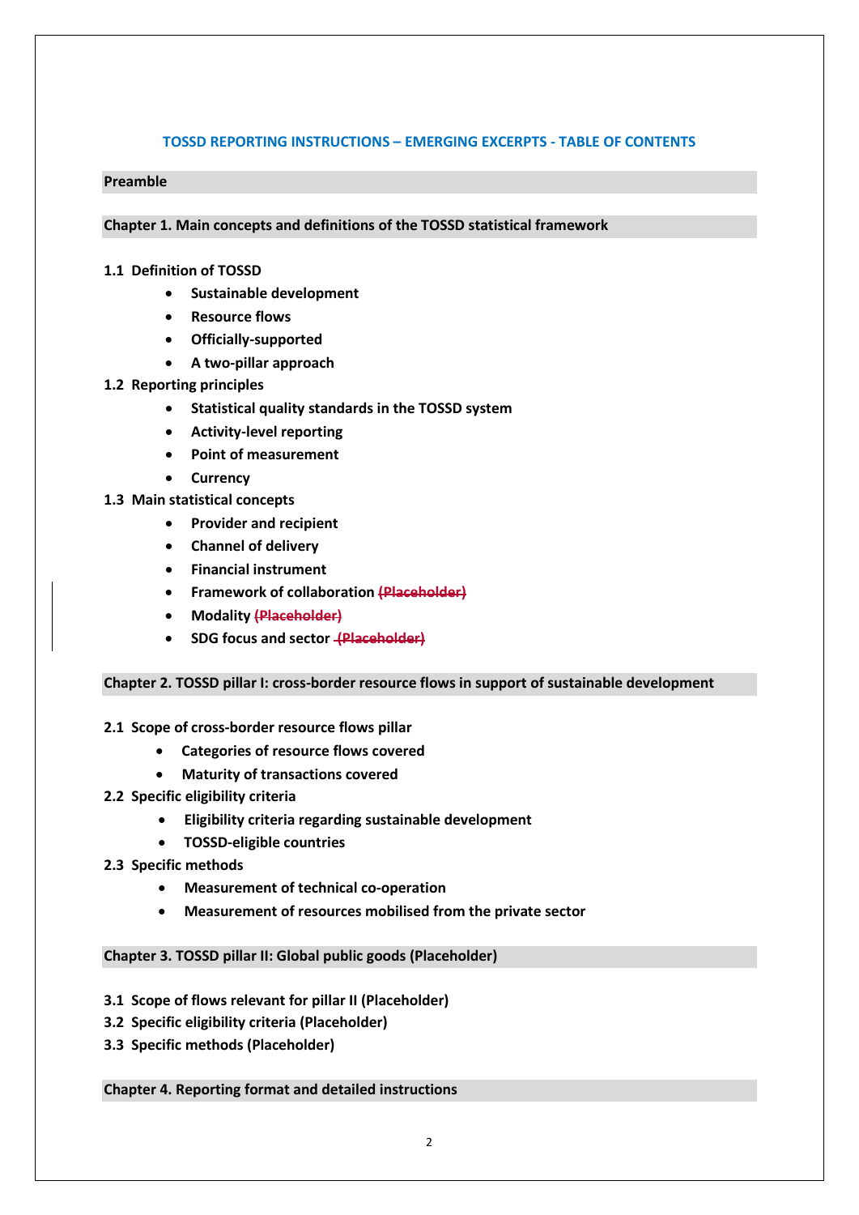**TOSSD REPORTING INSTRUCTIONS – EMERGING EXCERPTS - TABLE OF CONTENTS**

**Preamble**

**Chapter 1. Main concepts and definitions of the TOSSD statistical framework**

**1.1 Definition of TOSSD**

- **Sustainable development**
- **Resource flows**
- **Officially-supported**
- **A two-pillar approach**

**1.2 Reporting principles**

- **Statistical quality standards in the TOSSD system**
- **Activity-level reporting**
- **Point of measurement**
- **Currency**

**1.3 Main statistical concepts**

- **Provider and recipient**
- **Channel of delivery**
- **Financial instrument**
- **Framework of collaboration ~~(Placeholder)~~**
- **Modality ~~(Placeholder)~~**
- **SDG focus and sector ~~(Placeholder)~~**

**Chapter 2. TOSSD pillar I: cross-border resource flows in support of sustainable development**

**2.1 Scope of cross-border resource flows pillar**

- **Categories of resource flows covered**
- **Maturity of transactions covered**

**2.2 Specific eligibility criteria**

- **Eligibility criteria regarding sustainable development**
- **TOSSD-eligible countries**

**2.3 Specific methods**

- **Measurement of technical co-operation**
- **Measurement of resources mobilised from the private sector**

**Chapter 3. TOSSD pillar II: Global public goods (Placeholder)**

**3.1 Scope of flows relevant for pillar II (Placeholder)**
**3.2 Specific eligibility criteria (Placeholder)**
**3.3 Specific methods (Placeholder)**

**Chapter 4. Reporting format and detailed instructions**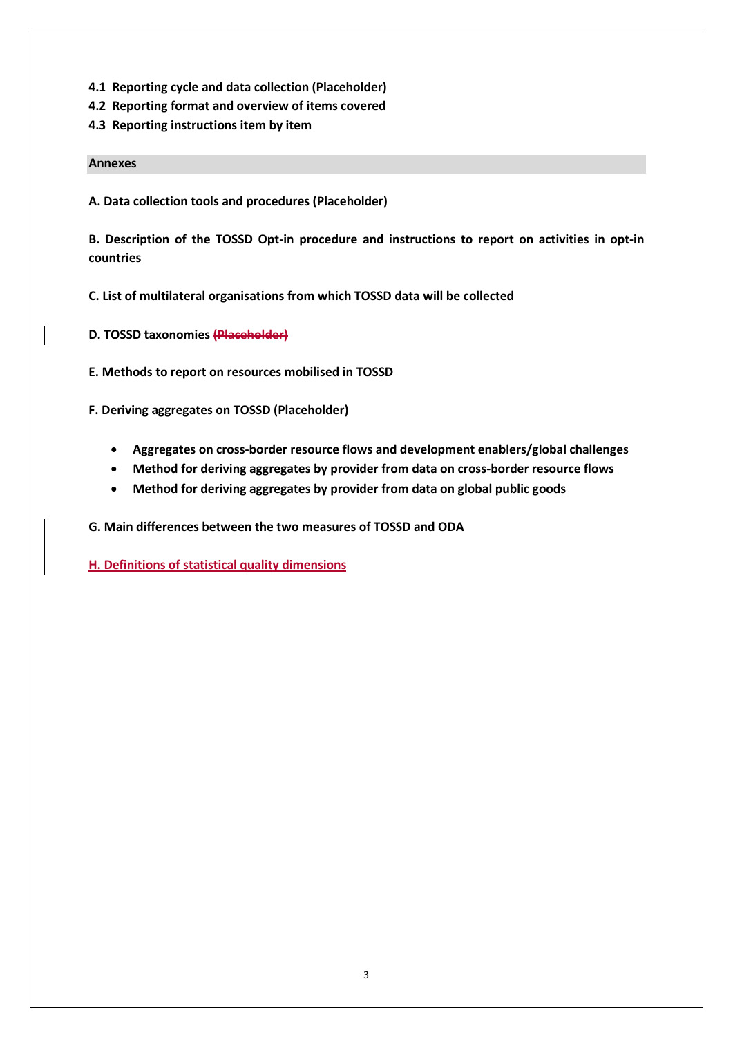**4.1 Reporting cycle and data collection (Placeholder)**
**4.2 Reporting format and overview of items covered**
**4.3 Reporting instructions item by item**

**Annexes**

**A. Data collection tools and procedures (Placeholder)**

**B. Description of the TOSSD Opt-in procedure and instructions to report on activities in opt-in countries**

**C. List of multilateral organisations from which TOSSD data will be collected**

**D. TOSSD taxonomies ~~(Placeholder)~~**

**E. Methods to report on resources mobilised in TOSSD**

**F. Deriving aggregates on TOSSD (Placeholder)**

- **Aggregates on cross-border resource flows and development enablers/global challenges**
- **Method for deriving aggregates by provider from data on cross-border resource flows**
- **Method for deriving aggregates by provider from data on global public goods**

**G. Main differences between the two measures of TOSSD and ODA**

**H. Definitions of statistical quality dimensions**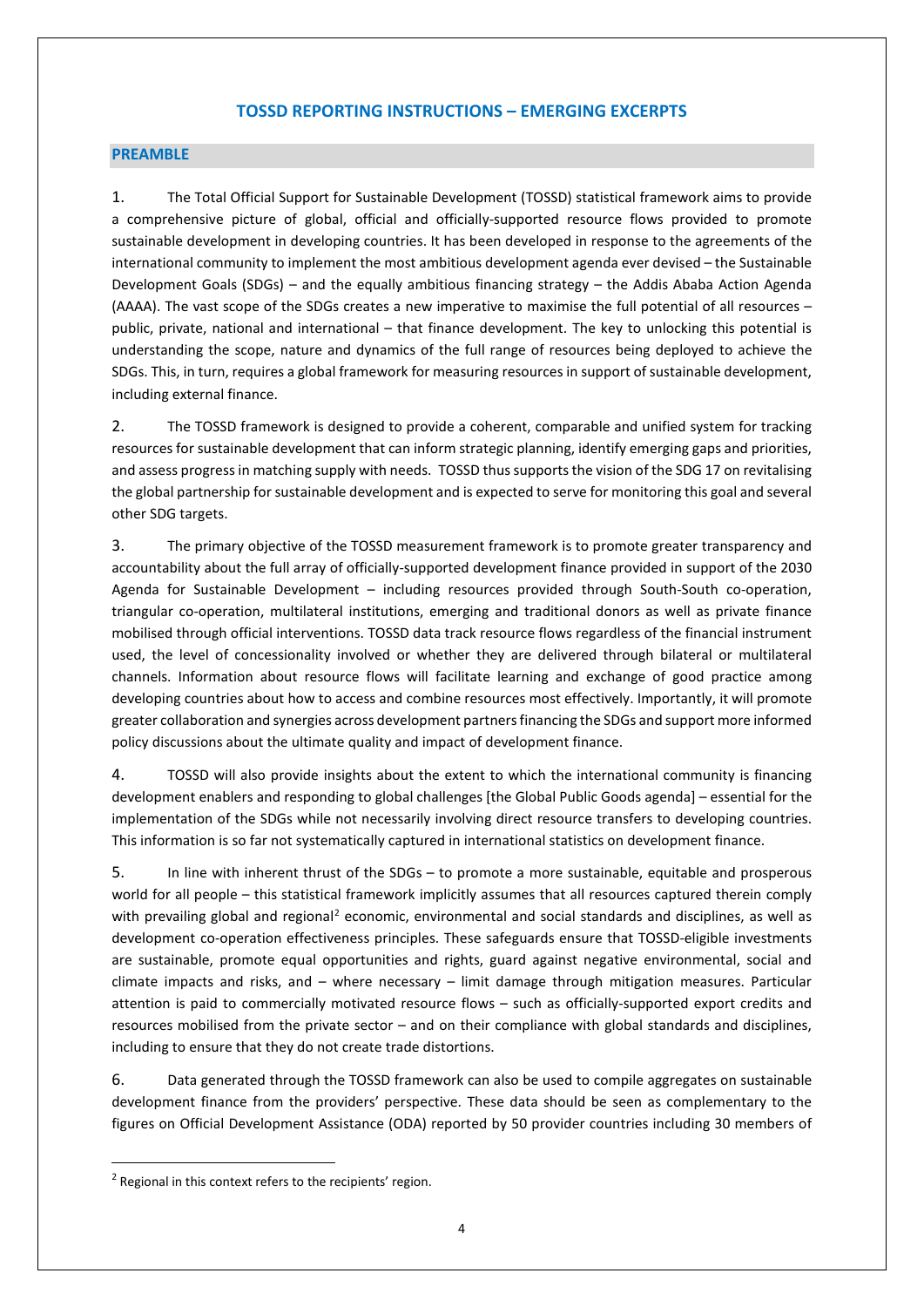# TOSSD REPORTING INSTRUCTIONS – EMERGING EXCERPTS

## PREAMBLE

1. The Total Official Support for Sustainable Development (TOSSD) statistical framework aims to provide a comprehensive picture of global, official and officially-supported resource flows provided to promote sustainable development in developing countries. It has been developed in response to the agreements of the international community to implement the most ambitious development agenda ever devised – the Sustainable Development Goals (SDGs) – and the equally ambitious financing strategy – the Addis Ababa Action Agenda (AAAA). The vast scope of the SDGs creates a new imperative to maximise the full potential of all resources – public, private, national and international – that finance development. The key to unlocking this potential is understanding the scope, nature and dynamics of the full range of resources being deployed to achieve the SDGs. This, in turn, requires a global framework for measuring resources in support of sustainable development, including external finance.

2. The TOSSD framework is designed to provide a coherent, comparable and unified system for tracking resources for sustainable development that can inform strategic planning, identify emerging gaps and priorities, and assess progress in matching supply with needs. TOSSD thus supports the vision of the SDG 17 on revitalising the global partnership for sustainable development and is expected to serve for monitoring this goal and several other SDG targets.

3. The primary objective of the TOSSD measurement framework is to promote greater transparency and accountability about the full array of officially-supported development finance provided in support of the 2030 Agenda for Sustainable Development – including resources provided through South-South co-operation, triangular co-operation, multilateral institutions, emerging and traditional donors as well as private finance mobilised through official interventions. TOSSD data track resource flows regardless of the financial instrument used, the level of concessionality involved or whether they are delivered through bilateral or multilateral channels. Information about resource flows will facilitate learning and exchange of good practice among developing countries about how to access and combine resources most effectively. Importantly, it will promote greater collaboration and synergies across development partners financing the SDGs and support more informed policy discussions about the ultimate quality and impact of development finance.

4. TOSSD will also provide insights about the extent to which the international community is financing development enablers and responding to global challenges [the Global Public Goods agenda] – essential for the implementation of the SDGs while not necessarily involving direct resource transfers to developing countries. This information is so far not systematically captured in international statistics on development finance.

5. In line with inherent thrust of the SDGs – to promote a more sustainable, equitable and prosperous world for all people – this statistical framework implicitly assumes that all resources captured therein comply with prevailing global and regional[2] economic, environmental and social standards and disciplines, as well as development co-operation effectiveness principles. These safeguards ensure that TOSSD-eligible investments are sustainable, promote equal opportunities and rights, guard against negative environmental, social and climate impacts and risks, and – where necessary – limit damage through mitigation measures. Particular attention is paid to commercially motivated resource flows – such as officially-supported export credits and resources mobilised from the private sector – and on their compliance with global standards and disciplines, including to ensure that they do not create trade distortions.

6. Data generated through the TOSSD framework can also be used to compile aggregates on sustainable development finance from the providers' perspective. These data should be seen as complementary to the figures on Official Development Assistance (ODA) reported by 50 provider countries including 30 members of

---

[2] Regional in this context refers to the recipients' region.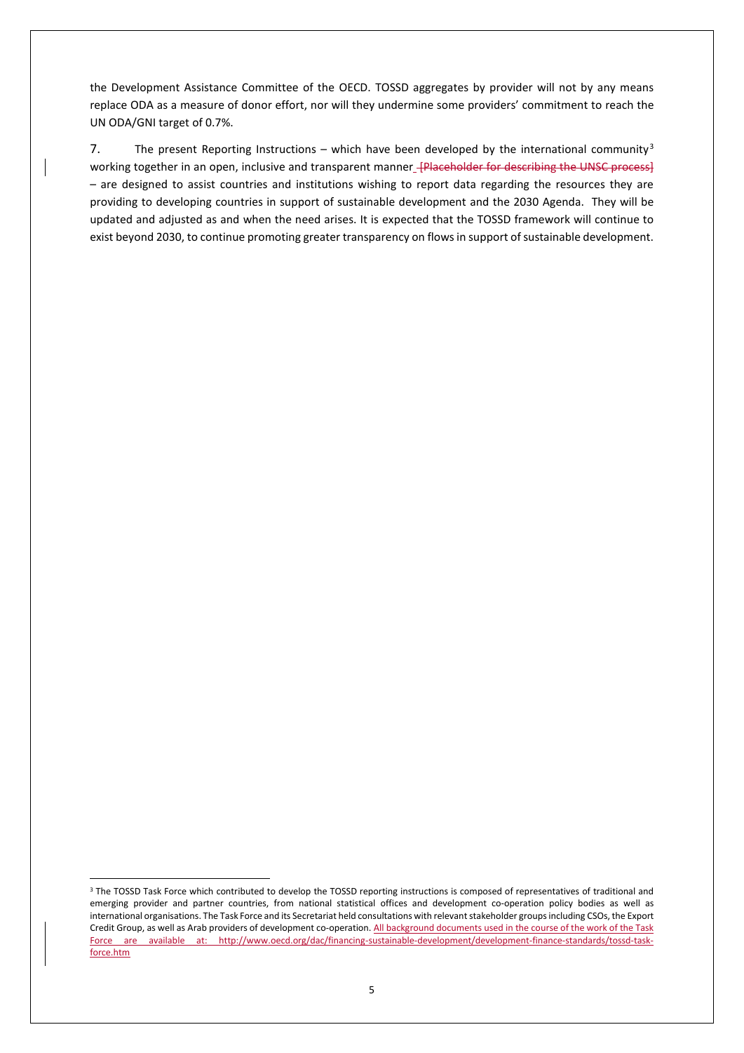the Development Assistance Committee of the OECD. TOSSD aggregates by provider will not by any means replace ODA as a measure of donor effort, nor will they undermine some providers' commitment to reach the UN ODA/GNI target of 0.7%.

7. The present Reporting Instructions – which have been developed by the international community[3] working together in an open, inclusive and transparent manner ~~[Placeholder for describing the UNSC process]~~ – are designed to assist countries and institutions wishing to report data regarding the resources they are providing to developing countries in support of sustainable development and the 2030 Agenda. They will be updated and adjusted as and when the need arises. It is expected that the TOSSD framework will continue to exist beyond 2030, to continue promoting greater transparency on flows in support of sustainable development.

[3] The TOSSD Task Force which contributed to develop the TOSSD reporting instructions is composed of representatives of traditional and emerging provider and partner countries, from national statistical offices and development co-operation policy bodies as well as international organisations. The Task Force and its Secretariat held consultations with relevant stakeholder groups including CSOs, the Export Credit Group, as well as Arab providers of development co-operation. All background documents used in the course of the work of the Task Force are available at: http://www.oecd.org/dac/financing-sustainable-development/development-finance-standards/tossd-task-force.htm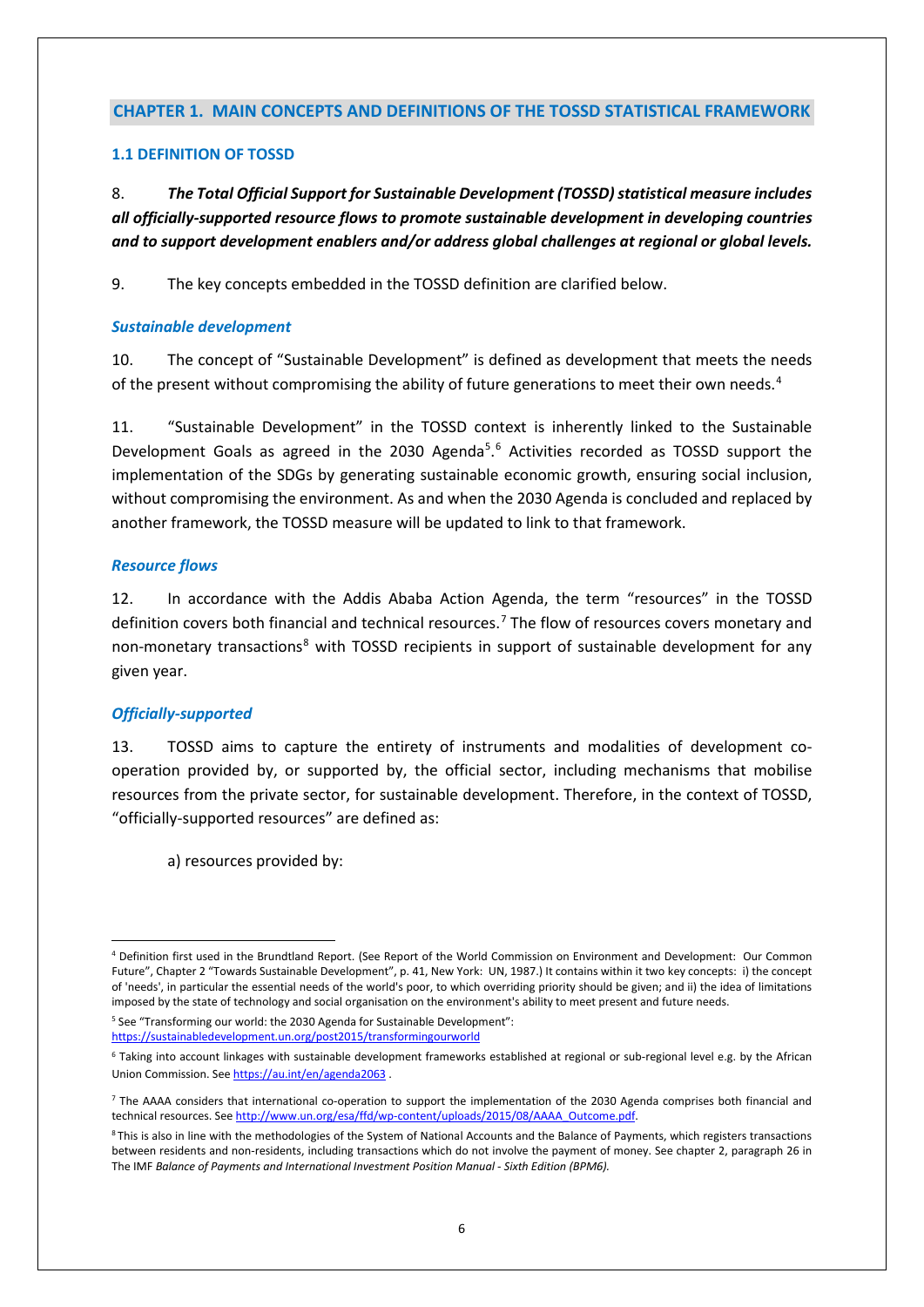## CHAPTER 1. MAIN CONCEPTS AND DEFINITIONS OF THE TOSSD STATISTICAL FRAMEWORK

### 1.1 DEFINITION OF TOSSD

8. ***The Total Official Support for Sustainable Development (TOSSD) statistical measure includes all officially-supported resource flows to promote sustainable development in developing countries and to support development enablers and/or address global challenges at regional or global levels.***

9. The key concepts embedded in the TOSSD definition are clarified below.

#### *Sustainable development*

10. The concept of "Sustainable Development" is defined as development that meets the needs of the present without compromising the ability of future generations to meet their own needs.[4]

11. "Sustainable Development" in the TOSSD context is inherently linked to the Sustainable Development Goals as agreed in the 2030 Agenda[5].[6] Activities recorded as TOSSD support the implementation of the SDGs by generating sustainable economic growth, ensuring social inclusion, without compromising the environment. As and when the 2030 Agenda is concluded and replaced by another framework, the TOSSD measure will be updated to link to that framework.

#### *Resource flows*

12. In accordance with the Addis Ababa Action Agenda, the term "resources" in the TOSSD definition covers both financial and technical resources.[7] The flow of resources covers monetary and non-monetary transactions[8] with TOSSD recipients in support of sustainable development for any given year.

#### *Officially-supported*

13. TOSSD aims to capture the entirety of instruments and modalities of development co-operation provided by, or supported by, the official sector, including mechanisms that mobilise resources from the private sector, for sustainable development. Therefore, in the context of TOSSD, "officially-supported resources" are defined as:

a) resources provided by:

---

[4] Definition first used in the Brundtland Report. (See Report of the World Commission on Environment and Development: Our Common Future", Chapter 2 "Towards Sustainable Development", p. 41, New York: UN, 1987.) It contains within it two key concepts: i) the concept of 'needs', in particular the essential needs of the world's poor, to which overriding priority should be given; and ii) the idea of limitations imposed by the state of technology and social organisation on the environment's ability to meet present and future needs.

[5] See "Transforming our world: the 2030 Agenda for Sustainable Development": https://sustainabledevelopment.un.org/post2015/transformingourworld

[6] Taking into account linkages with sustainable development frameworks established at regional or sub-regional level e.g. by the African Union Commission. See https://au.int/en/agenda2063 .

[7] The AAAA considers that international co-operation to support the implementation of the 2030 Agenda comprises both financial and technical resources. See http://www.un.org/esa/ffd/wp-content/uploads/2015/08/AAAA_Outcome.pdf.

[8] This is also in line with the methodologies of the System of National Accounts and the Balance of Payments, which registers transactions between residents and non-residents, including transactions which do not involve the payment of money. See chapter 2, paragraph 26 in The IMF *Balance of Payments and International Investment Position Manual - Sixth Edition (BPM6).*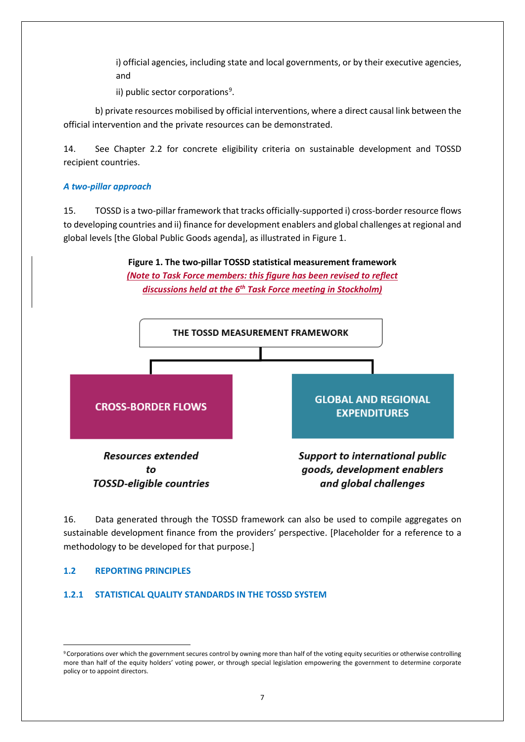i) official agencies, including state and local governments, or by their executive agencies, and

ii) public sector corporations[9].

b) private resources mobilised by official interventions, where a direct causal link between the official intervention and the private resources can be demonstrated.

14. See Chapter 2.2 for concrete eligibility criteria on sustainable development and TOSSD recipient countries.

### *A two-pillar approach*

15. TOSSD is a two-pillar framework that tracks officially-supported i) cross-border resource flows to developing countries and ii) finance for development enablers and global challenges at regional and global levels [the Global Public Goods agenda], as illustrated in Figure 1.

**Figure 1. The two-pillar TOSSD statistical measurement framework**

***(Note to Task Force members: this figure has been revised to reflect discussions held at the 6th Task Force meeting in Stockholm)***

**THE TOSSD MEASUREMENT FRAMEWORK**

| **CROSS-BORDER FLOWS** | **GLOBAL AND REGIONAL EXPENDITURES** |
|---|---|
| ***Resources extended to TOSSD-eligible countries*** | ***Support to international public goods, development enablers and global challenges*** |

16. Data generated through the TOSSD framework can also be used to compile aggregates on sustainable development finance from the providers' perspective. [Placeholder for a reference to a methodology to be developed for that purpose.]

## 1.2 REPORTING PRINCIPLES

### 1.2.1 STATISTICAL QUALITY STANDARDS IN THE TOSSD SYSTEM

---

[9] Corporations over which the government secures control by owning more than half of the voting equity securities or otherwise controlling more than half of the equity holders' voting power, or through special legislation empowering the government to determine corporate policy or to appoint directors.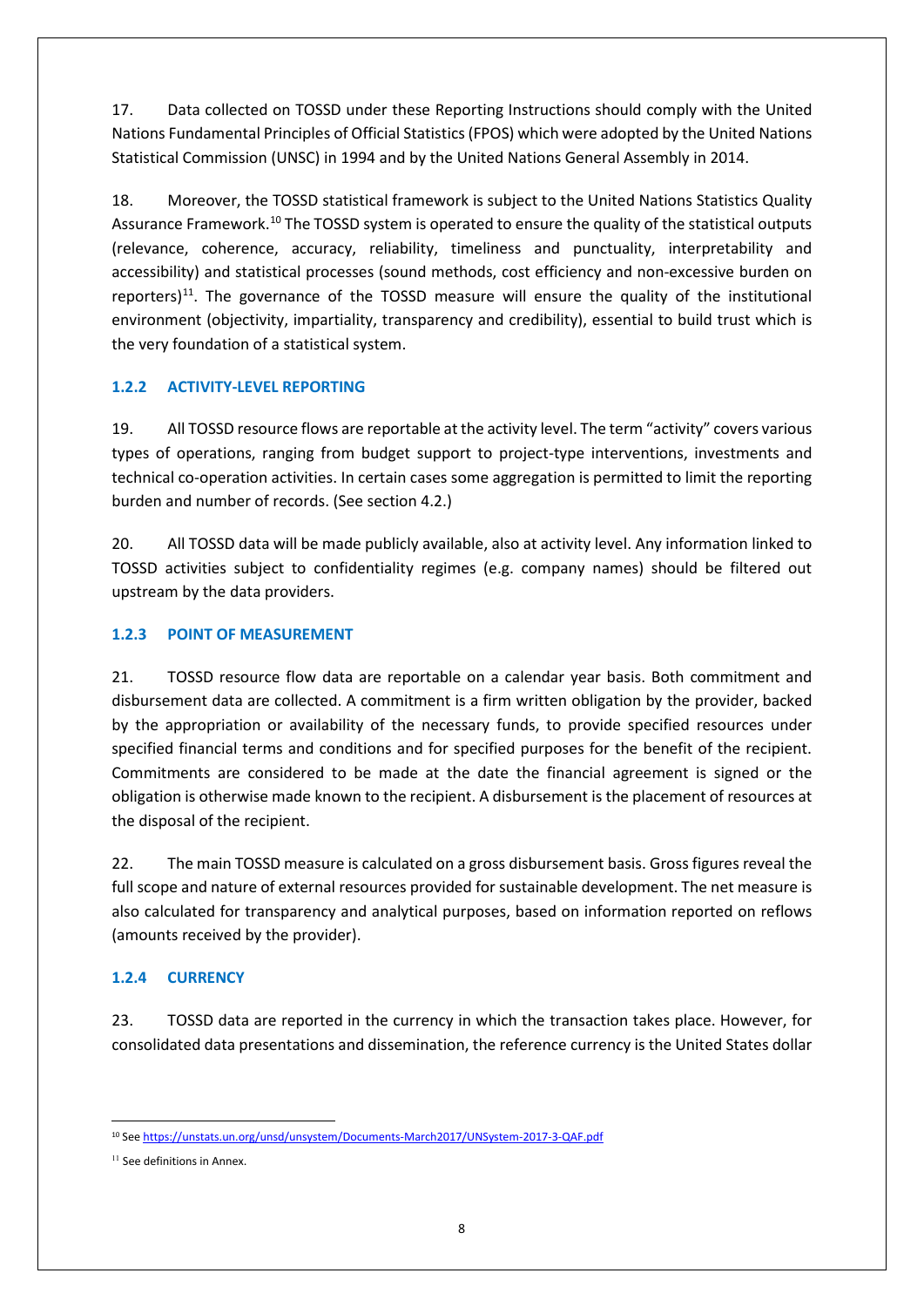17. Data collected on TOSSD under these Reporting Instructions should comply with the United Nations Fundamental Principles of Official Statistics (FPOS) which were adopted by the United Nations Statistical Commission (UNSC) in 1994 and by the United Nations General Assembly in 2014.

18. Moreover, the TOSSD statistical framework is subject to the United Nations Statistics Quality Assurance Framework.[10] The TOSSD system is operated to ensure the quality of the statistical outputs (relevance, coherence, accuracy, reliability, timeliness and punctuality, interpretability and accessibility) and statistical processes (sound methods, cost efficiency and non-excessive burden on reporters)[11]. The governance of the TOSSD measure will ensure the quality of the institutional environment (objectivity, impartiality, transparency and credibility), essential to build trust which is the very foundation of a statistical system.

### 1.2.2 ACTIVITY-LEVEL REPORTING

19. All TOSSD resource flows are reportable at the activity level. The term "activity" covers various types of operations, ranging from budget support to project-type interventions, investments and technical co-operation activities. In certain cases some aggregation is permitted to limit the reporting burden and number of records. (See section 4.2.)

20. All TOSSD data will be made publicly available, also at activity level. Any information linked to TOSSD activities subject to confidentiality regimes (e.g. company names) should be filtered out upstream by the data providers.

### 1.2.3 POINT OF MEASUREMENT

21. TOSSD resource flow data are reportable on a calendar year basis. Both commitment and disbursement data are collected. A commitment is a firm written obligation by the provider, backed by the appropriation or availability of the necessary funds, to provide specified resources under specified financial terms and conditions and for specified purposes for the benefit of the recipient. Commitments are considered to be made at the date the financial agreement is signed or the obligation is otherwise made known to the recipient. A disbursement is the placement of resources at the disposal of the recipient.

22. The main TOSSD measure is calculated on a gross disbursement basis. Gross figures reveal the full scope and nature of external resources provided for sustainable development. The net measure is also calculated for transparency and analytical purposes, based on information reported on reflows (amounts received by the provider).

### 1.2.4 CURRENCY

23. TOSSD data are reported in the currency in which the transaction takes place. However, for consolidated data presentations and dissemination, the reference currency is the United States dollar

---

[10] See https://unstats.un.org/unsd/unsystem/Documents-March2017/UNSystem-2017-3-QAF.pdf

[11] See definitions in Annex.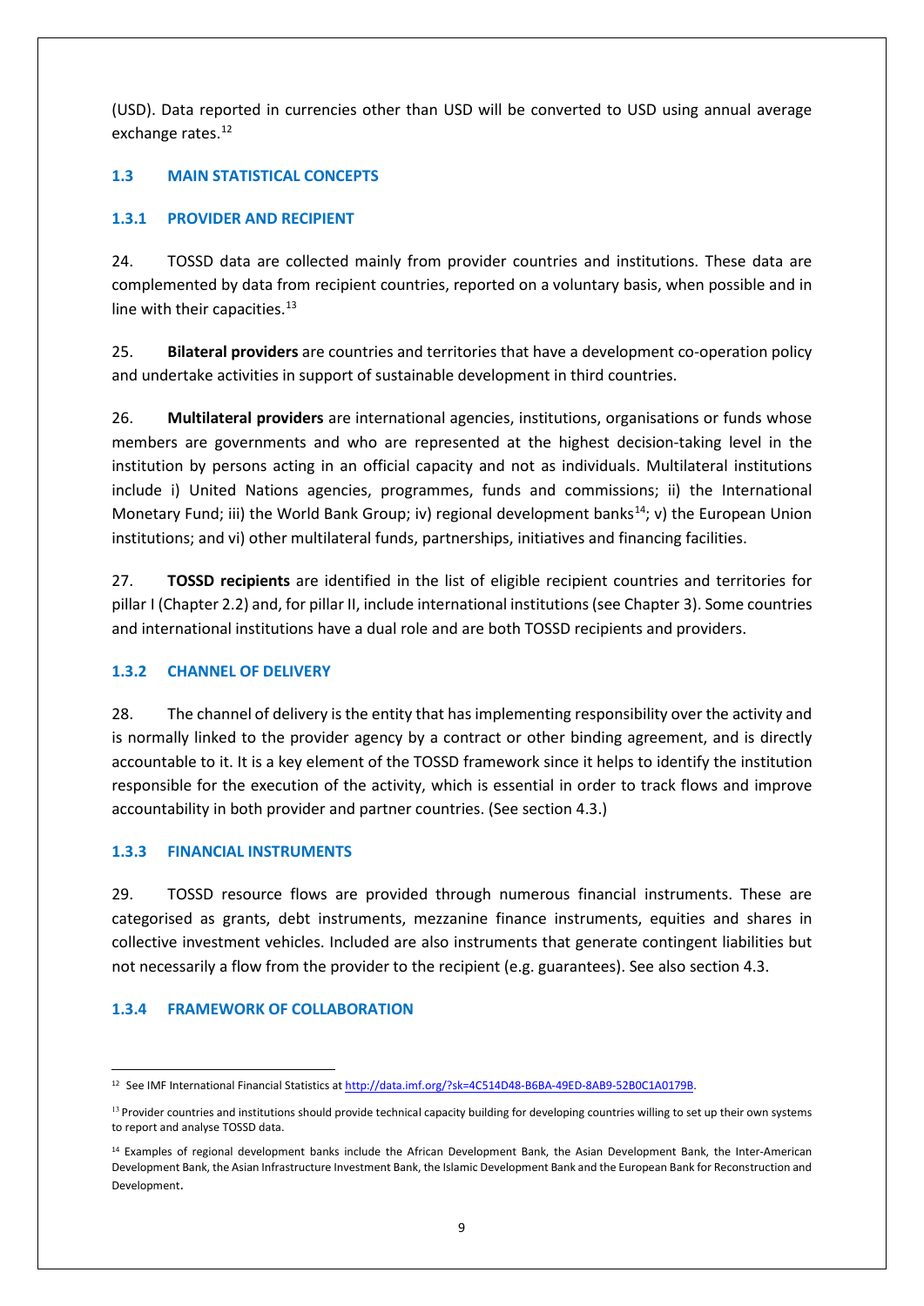(USD). Data reported in currencies other than USD will be converted to USD using annual average exchange rates.[12]

## 1.3 MAIN STATISTICAL CONCEPTS

### 1.3.1 PROVIDER AND RECIPIENT

24. TOSSD data are collected mainly from provider countries and institutions. These data are complemented by data from recipient countries, reported on a voluntary basis, when possible and in line with their capacities.[13]

25. **Bilateral providers** are countries and territories that have a development co-operation policy and undertake activities in support of sustainable development in third countries.

26. **Multilateral providers** are international agencies, institutions, organisations or funds whose members are governments and who are represented at the highest decision-taking level in the institution by persons acting in an official capacity and not as individuals. Multilateral institutions include i) United Nations agencies, programmes, funds and commissions; ii) the International Monetary Fund; iii) the World Bank Group; iv) regional development banks[14]; v) the European Union institutions; and vi) other multilateral funds, partnerships, initiatives and financing facilities.

27. **TOSSD recipients** are identified in the list of eligible recipient countries and territories for pillar I (Chapter 2.2) and, for pillar II, include international institutions (see Chapter 3). Some countries and international institutions have a dual role and are both TOSSD recipients and providers.

### 1.3.2 CHANNEL OF DELIVERY

28. The channel of delivery is the entity that has implementing responsibility over the activity and is normally linked to the provider agency by a contract or other binding agreement, and is directly accountable to it. It is a key element of the TOSSD framework since it helps to identify the institution responsible for the execution of the activity, which is essential in order to track flows and improve accountability in both provider and partner countries. (See section 4.3.)

### 1.3.3 FINANCIAL INSTRUMENTS

29. TOSSD resource flows are provided through numerous financial instruments. These are categorised as grants, debt instruments, mezzanine finance instruments, equities and shares in collective investment vehicles. Included are also instruments that generate contingent liabilities but not necessarily a flow from the provider to the recipient (e.g. guarantees). See also section 4.3.

### 1.3.4 FRAMEWORK OF COLLABORATION

---

[12] See IMF International Financial Statistics at http://data.imf.org/?sk=4C514D48-B6BA-49ED-8AB9-52B0C1A0179B.

[13] Provider countries and institutions should provide technical capacity building for developing countries willing to set up their own systems to report and analyse TOSSD data.

[14] Examples of regional development banks include the African Development Bank, the Asian Development Bank, the Inter-American Development Bank, the Asian Infrastructure Investment Bank, the Islamic Development Bank and the European Bank for Reconstruction and Development.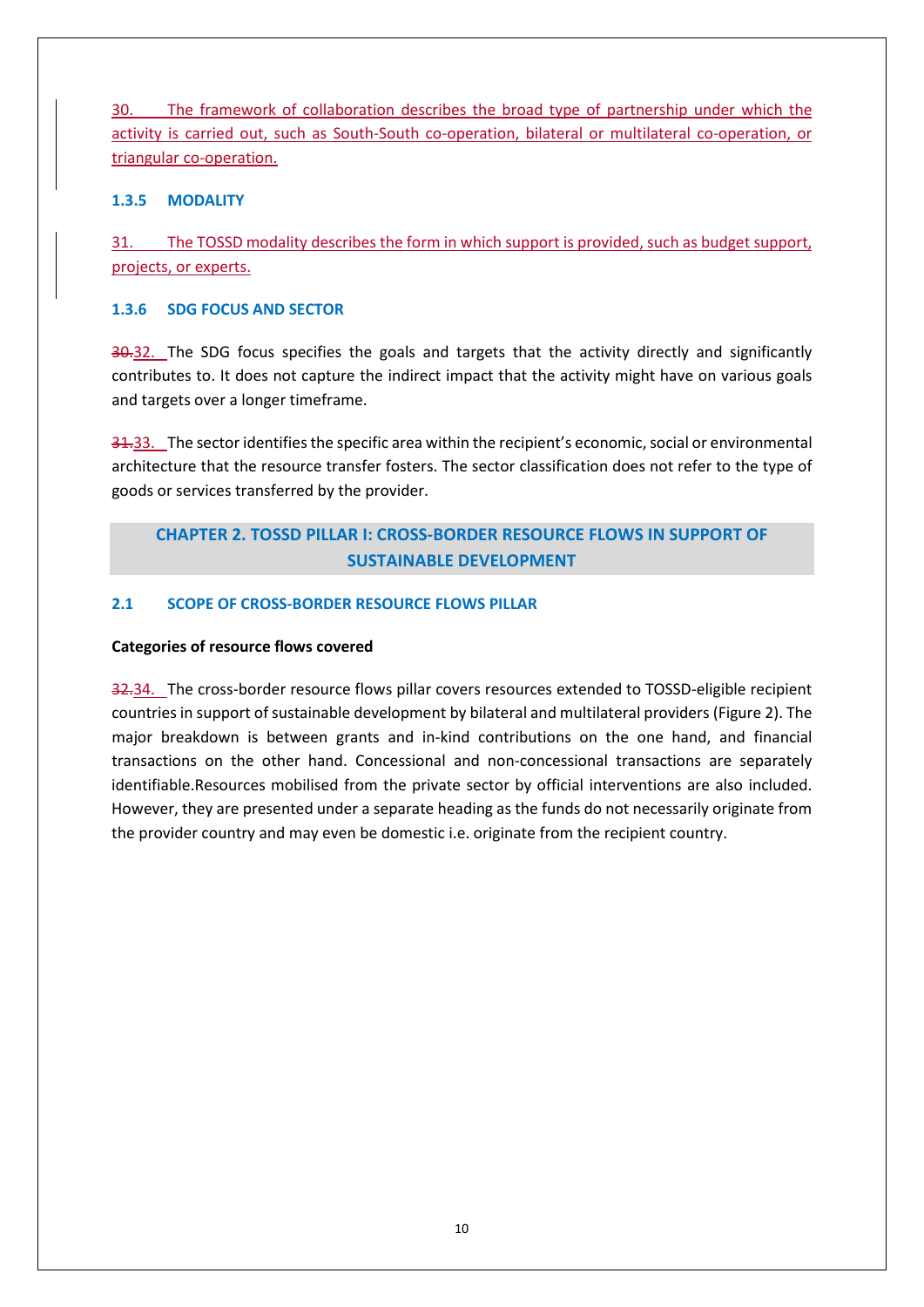30. The framework of collaboration describes the broad type of partnership under which the activity is carried out, such as South-South co-operation, bilateral or multilateral co-operation, or triangular co-operation.

### 1.3.5 MODALITY

31. The TOSSD modality describes the form in which support is provided, such as budget support, projects, or experts.

### 1.3.6 SDG FOCUS AND SECTOR

~~30.~~32. The SDG focus specifies the goals and targets that the activity directly and significantly contributes to. It does not capture the indirect impact that the activity might have on various goals and targets over a longer timeframe.

~~31.~~33. The sector identifies the specific area within the recipient's economic, social or environmental architecture that the resource transfer fosters. The sector classification does not refer to the type of goods or services transferred by the provider.

# CHAPTER 2. TOSSD PILLAR I: CROSS-BORDER RESOURCE FLOWS IN SUPPORT OF SUSTAINABLE DEVELOPMENT

## 2.1 SCOPE OF CROSS-BORDER RESOURCE FLOWS PILLAR

**Categories of resource flows covered**

~~32.~~34. The cross-border resource flows pillar covers resources extended to TOSSD-eligible recipient countries in support of sustainable development by bilateral and multilateral providers (Figure 2). The major breakdown is between grants and in-kind contributions on the one hand, and financial transactions on the other hand. Concessional and non-concessional transactions are separately identifiable.Resources mobilised from the private sector by official interventions are also included. However, they are presented under a separate heading as the funds do not necessarily originate from the provider country and may even be domestic i.e. originate from the recipient country.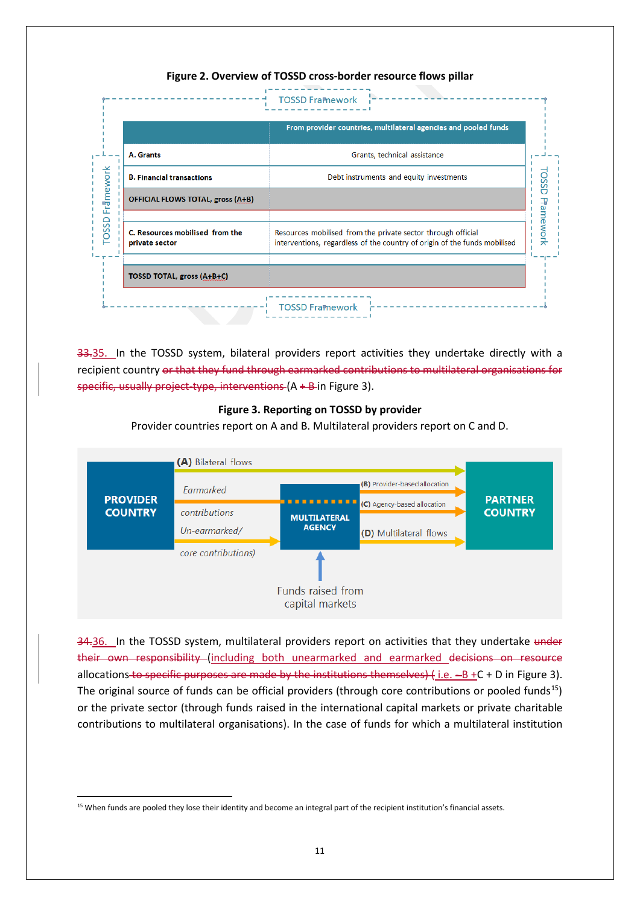**Figure 2. Overview of TOSSD cross-border resource flows pillar**

| TOSSD Framework | From provider countries, multilateral agencies and pooled funds |
|---|---|
| A. Grants | Grants, technical assistance |
| B. Financial transactions | Debt instruments and equity investments |
| OFFICIAL FLOWS TOTAL, gross (A+B) | |
| C. Resources mobilised from the private sector | Resources mobilised from the private sector through official interventions, regardless of the country of origin of the funds mobilised |
| TOSSD TOTAL, gross (A+B+C) | |

~~33.~~35. In the TOSSD system, bilateral providers report activities they undertake directly with a recipient country ~~or that they fund through earmarked contributions to multilateral organisations for specific, usually project-type, interventions~~ (A ~~+ B~~ in Figure 3).

**Figure 3. Reporting on TOSSD by provider**

Provider countries report on A and B. Multilateral providers report on C and D.

- PROVIDER COUNTRY → (A) Bilateral flows → PARTNER COUNTRY
- PROVIDER COUNTRY → Earmarked contributions → MULTILATERAL AGENCY → (B) Provider-based allocation / (C) Agency-based allocation → PARTNER COUNTRY
- PROVIDER COUNTRY → Un-earmarked/ core contributions → MULTILATERAL AGENCY → (D) Multilateral flows → PARTNER COUNTRY
- Funds raised from capital markets → MULTILATERAL AGENCY

~~34.~~36. In the TOSSD system, multilateral providers report on activities that they undertake ~~under their own responsibility~~ (including both unearmarked and earmarked ~~decisions on resource~~ allocations ~~to specific purposes are made by the institutions themselves)~~ ( i.e. ~~–~~B +C + D in Figure 3). The original source of funds can be official providers (through core contributions or pooled funds[15]) or the private sector (through funds raised in the international capital markets or private charitable contributions to multilateral organisations). In the case of funds for which a multilateral institution

[15] When funds are pooled they lose their identity and become an integral part of the recipient institution's financial assets.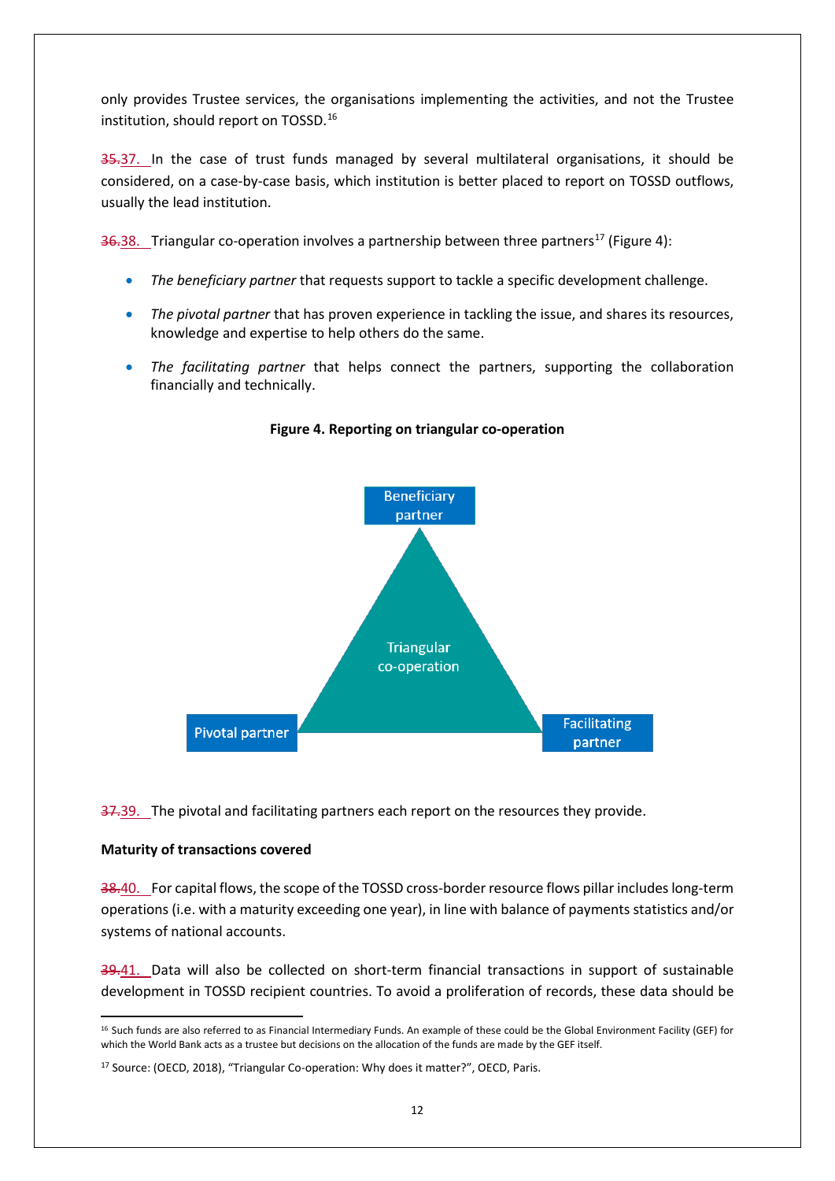only provides Trustee services, the organisations implementing the activities, and not the Trustee institution, should report on TOSSD.[16]

~~35.~~37. In the case of trust funds managed by several multilateral organisations, it should be considered, on a case-by-case basis, which institution is better placed to report on TOSSD outflows, usually the lead institution.

~~36.~~38. Triangular co-operation involves a partnership between three partners[17] (Figure 4):

- *The beneficiary partner* that requests support to tackle a specific development challenge.
- *The pivotal partner* that has proven experience in tackling the issue, and shares its resources, knowledge and expertise to help others do the same.
- *The facilitating partner* that helps connect the partners, supporting the collaboration financially and technically.

**Figure 4. Reporting on triangular co-operation**

Beneficiary partner

Triangular co-operation

Pivotal partner

Facilitating partner

~~37.~~39. The pivotal and facilitating partners each report on the resources they provide.

**Maturity of transactions covered**

~~38.~~40. For capital flows, the scope of the TOSSD cross-border resource flows pillar includes long-term operations (i.e. with a maturity exceeding one year), in line with balance of payments statistics and/or systems of national accounts.

~~39.~~41. Data will also be collected on short-term financial transactions in support of sustainable development in TOSSD recipient countries. To avoid a proliferation of records, these data should be

---

[16] Such funds are also referred to as Financial Intermediary Funds. An example of these could be the Global Environment Facility (GEF) for which the World Bank acts as a trustee but decisions on the allocation of the funds are made by the GEF itself.

[17] Source: (OECD, 2018), "Triangular Co-operation: Why does it matter?", OECD, Paris.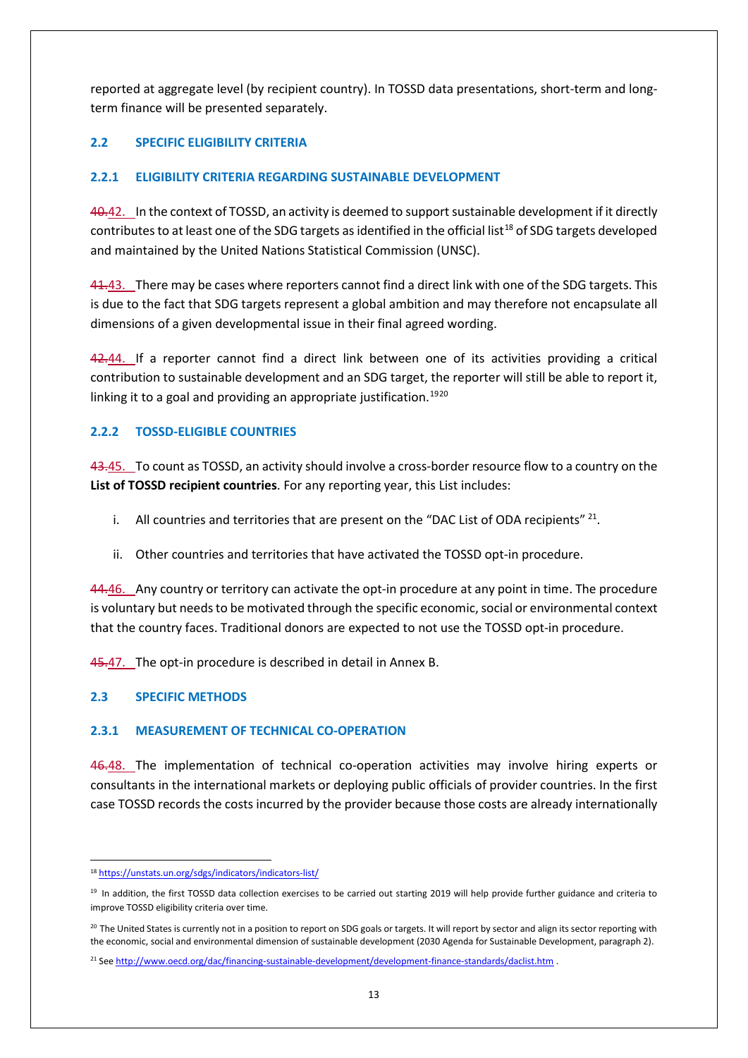reported at aggregate level (by recipient country). In TOSSD data presentations, short-term and long-term finance will be presented separately.

### 2.2 SPECIFIC ELIGIBILITY CRITERIA

#### 2.2.1 ELIGIBILITY CRITERIA REGARDING SUSTAINABLE DEVELOPMENT

~~40.~~42. In the context of TOSSD, an activity is deemed to support sustainable development if it directly contributes to at least one of the SDG targets as identified in the official list[18] of SDG targets developed and maintained by the United Nations Statistical Commission (UNSC).

~~41.~~43. There may be cases where reporters cannot find a direct link with one of the SDG targets. This is due to the fact that SDG targets represent a global ambition and may therefore not encapsulate all dimensions of a given developmental issue in their final agreed wording.

~~42.~~44. If a reporter cannot find a direct link between one of its activities providing a critical contribution to sustainable development and an SDG target, the reporter will still be able to report it, linking it to a goal and providing an appropriate justification.[19][20]

#### 2.2.2 TOSSD-ELIGIBLE COUNTRIES

~~43.~~45. To count as TOSSD, an activity should involve a cross-border resource flow to a country on the **List of TOSSD recipient countries**. For any reporting year, this List includes:

i. All countries and territories that are present on the "DAC List of ODA recipients" [21].

ii. Other countries and territories that have activated the TOSSD opt-in procedure.

~~44.~~46. Any country or territory can activate the opt-in procedure at any point in time. The procedure is voluntary but needs to be motivated through the specific economic, social or environmental context that the country faces. Traditional donors are expected to not use the TOSSD opt-in procedure.

~~45.~~47. The opt-in procedure is described in detail in Annex B.

### 2.3 SPECIFIC METHODS

#### 2.3.1 MEASUREMENT OF TECHNICAL CO-OPERATION

~~46.~~48. The implementation of technical co-operation activities may involve hiring experts or consultants in the international markets or deploying public officials of provider countries. In the first case TOSSD records the costs incurred by the provider because those costs are already internationally

---

[18] https://unstats.un.org/sdgs/indicators/indicators-list/

[19] In addition, the first TOSSD data collection exercises to be carried out starting 2019 will help provide further guidance and criteria to improve TOSSD eligibility criteria over time.

[20] The United States is currently not in a position to report on SDG goals or targets. It will report by sector and align its sector reporting with the economic, social and environmental dimension of sustainable development (2030 Agenda for Sustainable Development, paragraph 2).

[21] See http://www.oecd.org/dac/financing-sustainable-development/development-finance-standards/daclist.htm .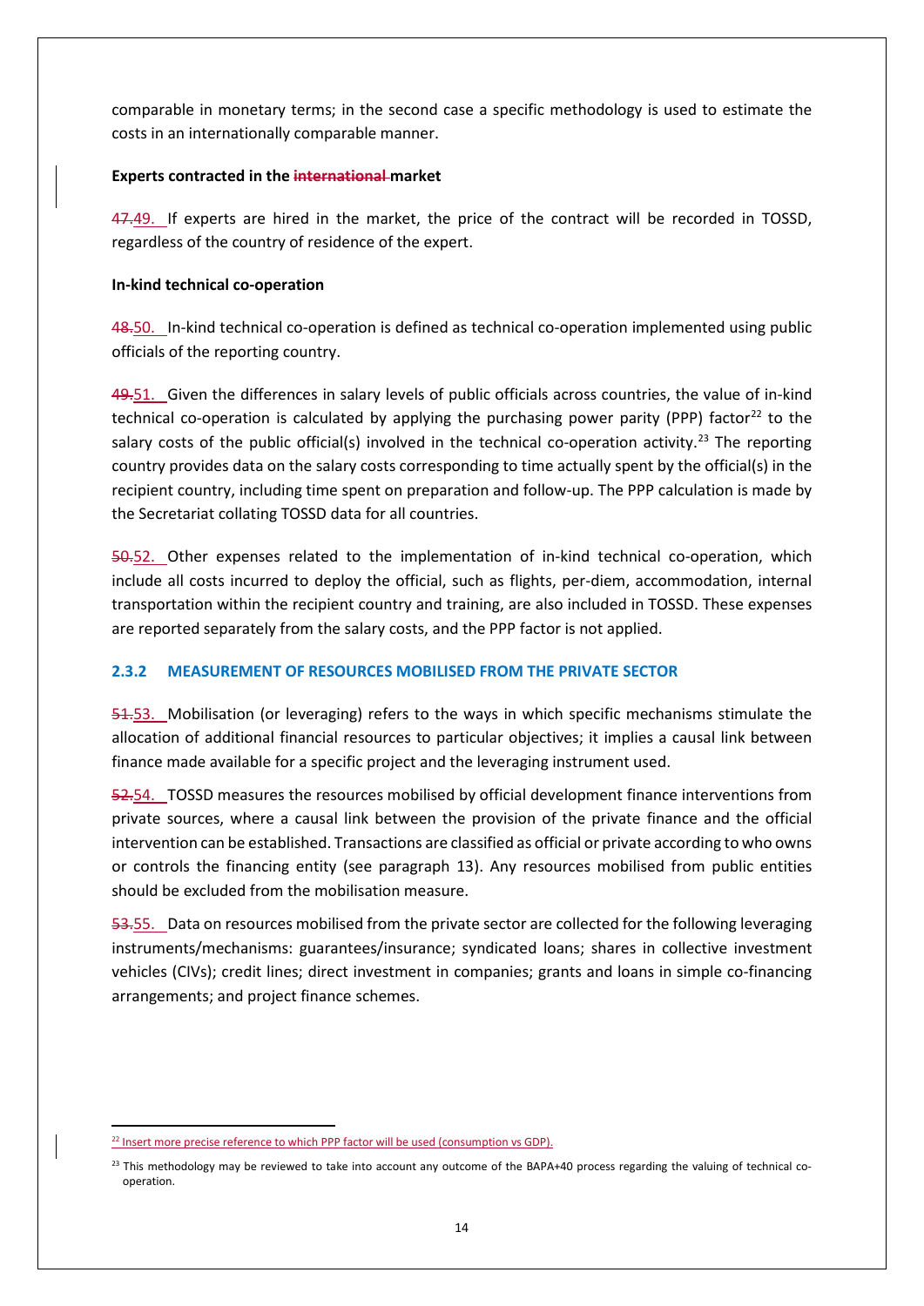comparable in monetary terms; in the second case a specific methodology is used to estimate the costs in an internationally comparable manner.

**Experts contracted in the ~~international~~ market**

~~47.~~49. If experts are hired in the market, the price of the contract will be recorded in TOSSD, regardless of the country of residence of the expert.

**In-kind technical co-operation**

~~48.~~50. In-kind technical co-operation is defined as technical co-operation implemented using public officials of the reporting country.

~~49.~~51. Given the differences in salary levels of public officials across countries, the value of in-kind technical co-operation is calculated by applying the purchasing power parity (PPP) factor[22] to the salary costs of the public official(s) involved in the technical co-operation activity.[23] The reporting country provides data on the salary costs corresponding to time actually spent by the official(s) in the recipient country, including time spent on preparation and follow-up. The PPP calculation is made by the Secretariat collating TOSSD data for all countries.

~~50.~~52. Other expenses related to the implementation of in-kind technical co-operation, which include all costs incurred to deploy the official, such as flights, per-diem, accommodation, internal transportation within the recipient country and training, are also included in TOSSD. These expenses are reported separately from the salary costs, and the PPP factor is not applied.

### 2.3.2 MEASUREMENT OF RESOURCES MOBILISED FROM THE PRIVATE SECTOR

~~51.~~53. Mobilisation (or leveraging) refers to the ways in which specific mechanisms stimulate the allocation of additional financial resources to particular objectives; it implies a causal link between finance made available for a specific project and the leveraging instrument used.

~~52.~~54. TOSSD measures the resources mobilised by official development finance interventions from private sources, where a causal link between the provision of the private finance and the official intervention can be established. Transactions are classified as official or private according to who owns or controls the financing entity (see paragraph 13). Any resources mobilised from public entities should be excluded from the mobilisation measure.

~~53.~~55. Data on resources mobilised from the private sector are collected for the following leveraging instruments/mechanisms: guarantees/insurance; syndicated loans; shares in collective investment vehicles (CIVs); credit lines; direct investment in companies; grants and loans in simple co-financing arrangements; and project finance schemes.

---

[22] Insert more precise reference to which PPP factor will be used (consumption vs GDP).

[23] This methodology may be reviewed to take into account any outcome of the BAPA+40 process regarding the valuing of technical co-operation.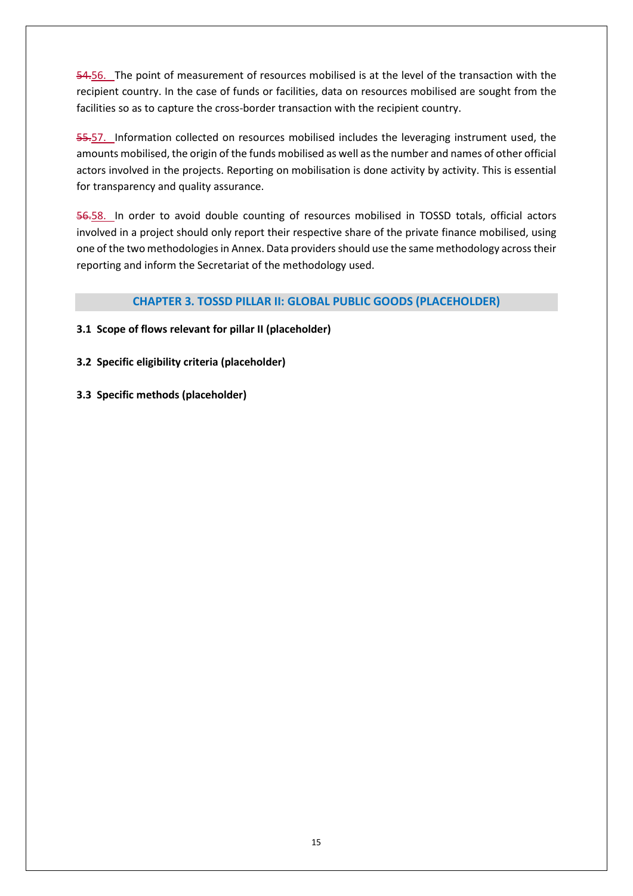~~54.~~56. The point of measurement of resources mobilised is at the level of the transaction with the recipient country. In the case of funds or facilities, data on resources mobilised are sought from the facilities so as to capture the cross-border transaction with the recipient country.

~~55.~~57. Information collected on resources mobilised includes the leveraging instrument used, the amounts mobilised, the origin of the funds mobilised as well as the number and names of other official actors involved in the projects. Reporting on mobilisation is done activity by activity. This is essential for transparency and quality assurance.

~~56.~~58. In order to avoid double counting of resources mobilised in TOSSD totals, official actors involved in a project should only report their respective share of the private finance mobilised, using one of the two methodologies in Annex. Data providers should use the same methodology across their reporting and inform the Secretariat of the methodology used.

## CHAPTER 3. TOSSD PILLAR II: GLOBAL PUBLIC GOODS (PLACEHOLDER)

### 3.1 Scope of flows relevant for pillar II (placeholder)

### 3.2 Specific eligibility criteria (placeholder)

### 3.3 Specific methods (placeholder)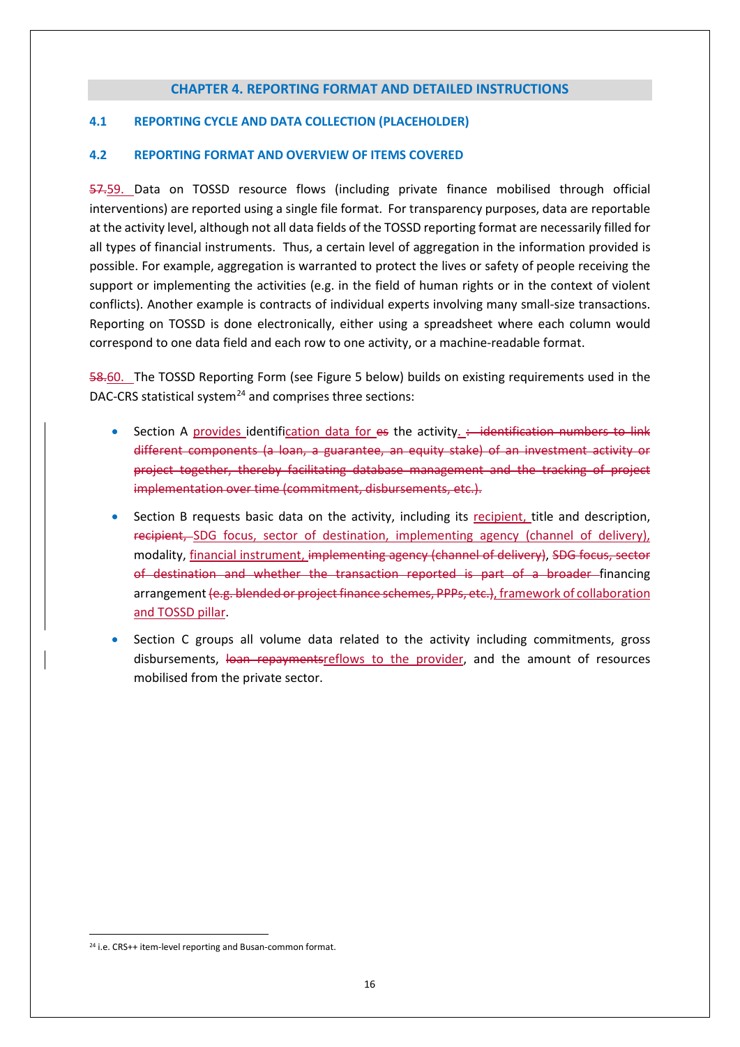# CHAPTER 4. REPORTING FORMAT AND DETAILED INSTRUCTIONS

## 4.1 REPORTING CYCLE AND DATA COLLECTION (PLACEHOLDER)

## 4.2 REPORTING FORMAT AND OVERVIEW OF ITEMS COVERED

~~57.~~59. Data on TOSSD resource flows (including private finance mobilised through official interventions) are reported using a single file format. For transparency purposes, data are reportable at the activity level, although not all data fields of the TOSSD reporting format are necessarily filled for all types of financial instruments. Thus, a certain level of aggregation in the information provided is possible. For example, aggregation is warranted to protect the lives or safety of people receiving the support or implementing the activities (e.g. in the field of human rights or in the context of violent conflicts). Another example is contracts of individual experts involving many small-size transactions. Reporting on TOSSD is done electronically, either using a spreadsheet where each column would correspond to one data field and each row to one activity, or a machine-readable format.

~~58.~~60. The TOSSD Reporting Form (see Figure 5 below) builds on existing requirements used in the DAC-CRS statistical system[24] and comprises three sections:

- Section A provides identification data for ~~es~~ the activity. ~~: identification numbers to link different components (a loan, a guarantee, an equity stake) of an investment activity or project together, thereby facilitating database management and the tracking of project implementation over time (commitment, disbursements, etc.).~~
- Section B requests basic data on the activity, including its recipient, title and description, ~~recipient,~~ SDG focus, sector of destination, implementing agency (channel of delivery), modality, financial instrument, ~~implementing agency (channel of delivery)~~, ~~SDG focus, sector of destination and whether the transaction reported is part of a broader~~ financing arrangement ~~(e.g. blended or project finance schemes, PPPs, etc.)~~, framework of collaboration and TOSSD pillar.
- Section C groups all volume data related to the activity including commitments, gross disbursements, ~~loan repayments~~reflows to the provider, and the amount of resources mobilised from the private sector.

[24] i.e. CRS++ item-level reporting and Busan-common format.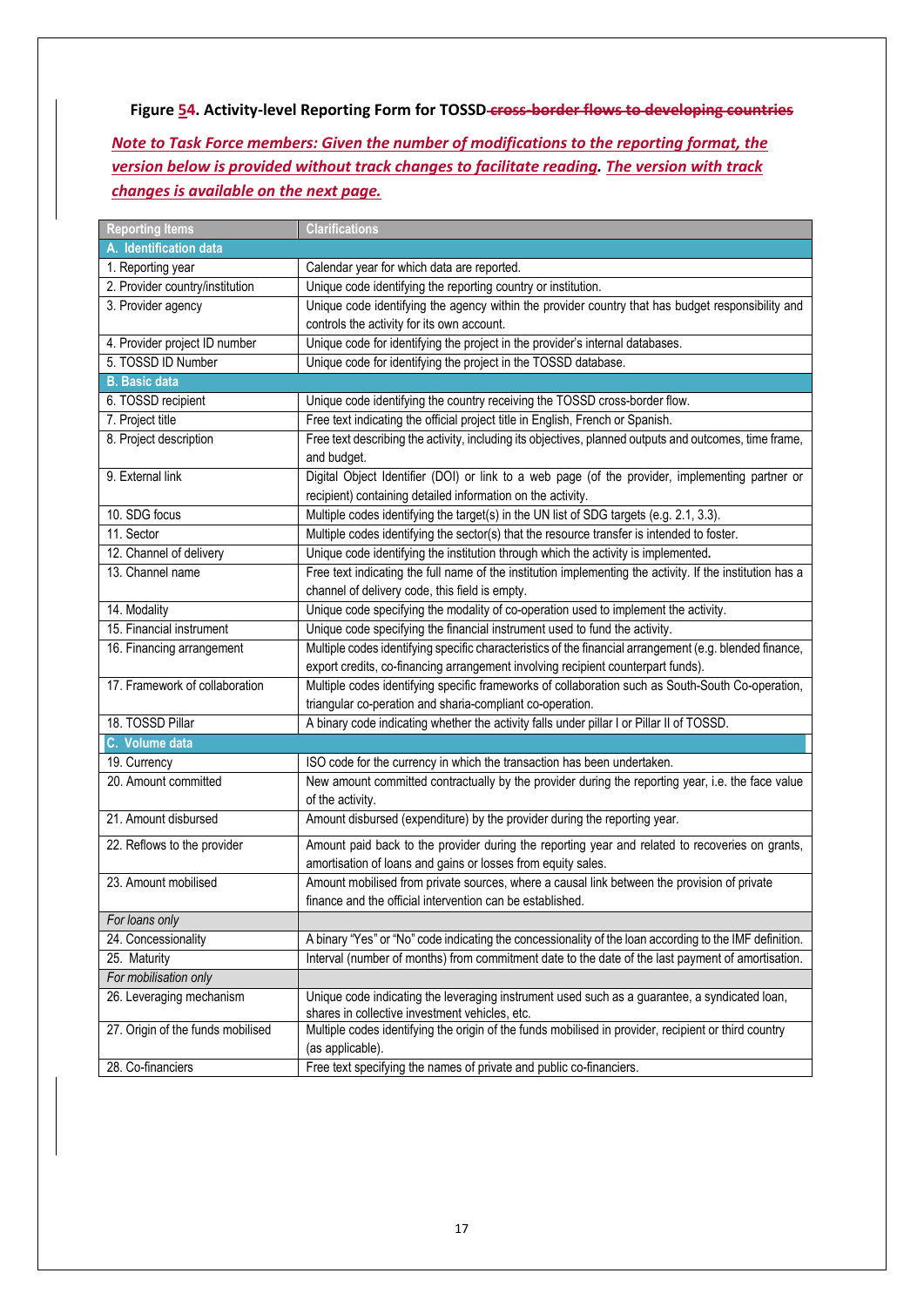**Figure 54. Activity-level Reporting Form for TOSSD ~~cross-border flows to developing countries~~**

***Note to Task Force members: Given the number of modifications to the reporting format, the version below is provided without track changes to facilitate reading. The version with track changes is available on the next page.***

| Reporting Items | Clarifications |
|---|---|
| **A. Identification data** | |
| 1. Reporting year | Calendar year for which data are reported. |
| 2. Provider country/institution | Unique code identifying the reporting country or institution. |
| 3. Provider agency | Unique code identifying the agency within the provider country that has budget responsibility and controls the activity for its own account. |
| 4. Provider project ID number | Unique code for identifying the project in the provider's internal databases. |
| 5. TOSSD ID Number | Unique code for identifying the project in the TOSSD database. |
| **B. Basic data** | |
| 6. TOSSD recipient | Unique code identifying the country receiving the TOSSD cross-border flow. |
| 7. Project title | Free text indicating the official project title in English, French or Spanish. |
| 8. Project description | Free text describing the activity, including its objectives, planned outputs and outcomes, time frame, and budget. |
| 9. External link | Digital Object Identifier (DOI) or link to a web page (of the provider, implementing partner or recipient) containing detailed information on the activity. |
| 10. SDG focus | Multiple codes identifying the target(s) in the UN list of SDG targets (e.g. 2.1, 3.3). |
| 11. Sector | Multiple codes identifying the sector(s) that the resource transfer is intended to foster. |
| 12. Channel of delivery | Unique code identifying the institution through which the activity is implemented. |
| 13. Channel name | Free text indicating the full name of the institution implementing the activity. If the institution has a channel of delivery code, this field is empty. |
| 14. Modality | Unique code specifying the modality of co-operation used to implement the activity. |
| 15. Financial instrument | Unique code specifying the financial instrument used to fund the activity. |
| 16. Financing arrangement | Multiple codes identifying specific characteristics of the financial arrangement (e.g. blended finance, export credits, co-financing arrangement involving recipient counterpart funds). |
| 17. Framework of collaboration | Multiple codes identifying specific frameworks of collaboration such as South-South Co-operation, triangular co-peration and sharia-compliant co-operation. |
| 18. TOSSD Pillar | A binary code indicating whether the activity falls under pillar I or Pillar II of TOSSD. |
| **C. Volume data** | |
| 19. Currency | ISO code for the currency in which the transaction has been undertaken. |
| 20. Amount committed | New amount committed contractually by the provider during the reporting year, i.e. the face value of the activity. |
| 21. Amount disbursed | Amount disbursed (expenditure) by the provider during the reporting year. |
| 22. Reflows to the provider | Amount paid back to the provider during the reporting year and related to recoveries on grants, amortisation of loans and gains or losses from equity sales. |
| 23. Amount mobilised | Amount mobilised from private sources, where a causal link between the provision of private finance and the official intervention can be established. |
| *For loans only* | |
| 24. Concessionality | A binary "Yes" or "No" code indicating the concessionality of the loan according to the IMF definition. |
| 25. Maturity | Interval (number of months) from commitment date to the date of the last payment of amortisation. |
| *For mobilisation only* | |
| 26. Leveraging mechanism | Unique code indicating the leveraging instrument used such as a guarantee, a syndicated loan, shares in collective investment vehicles, etc. |
| 27. Origin of the funds mobilised | Multiple codes identifying the origin of the funds mobilised in provider, recipient or third country (as applicable). |
| 28. Co-financiers | Free text specifying the names of private and public co-financiers. |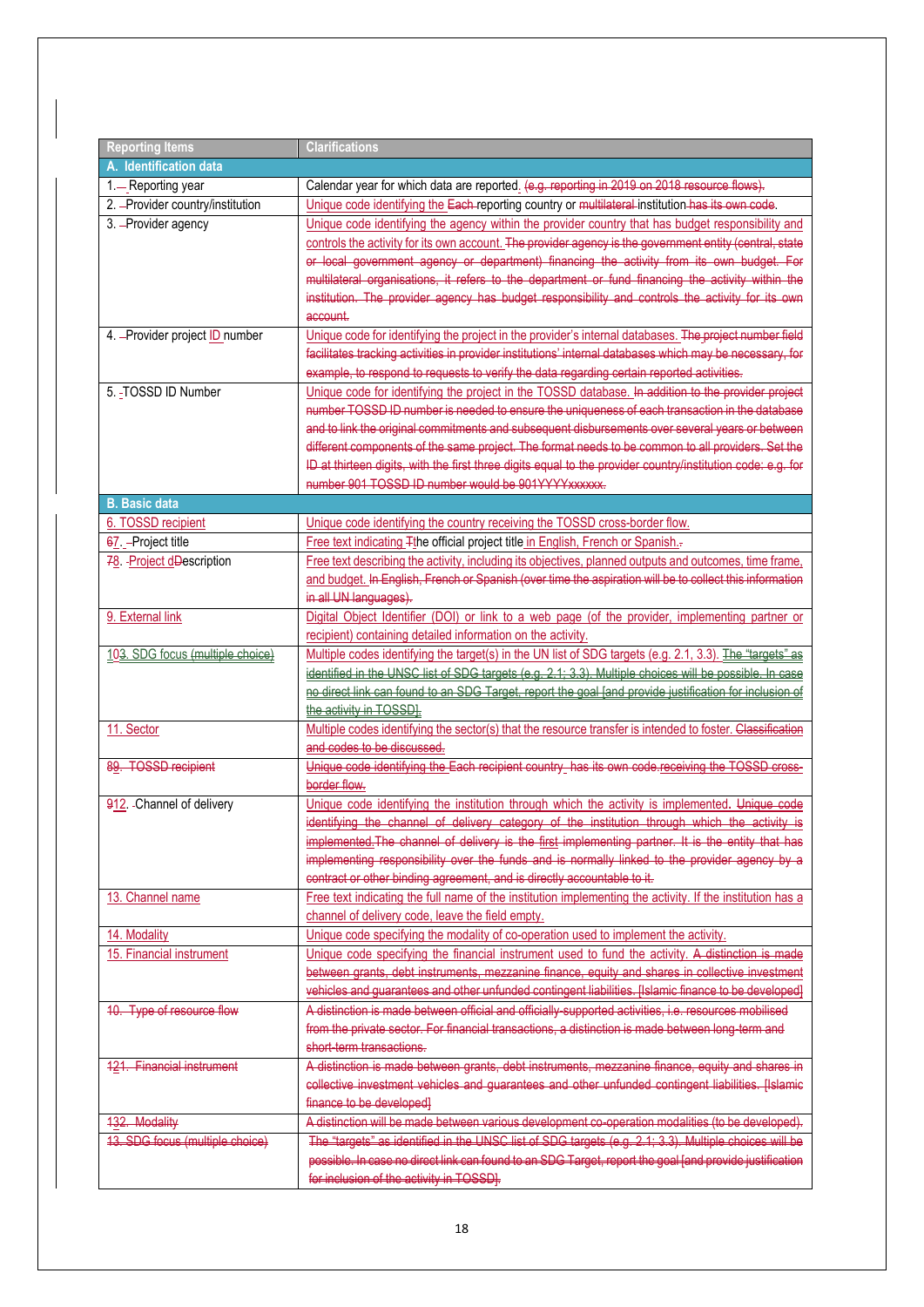| Reporting Items | Clarifications |
|---|---|
| **A. Identification data** | |
| 1. Reporting year | Calendar year for which data are reported. (e.g. reporting in 2019 on 2018 resource flows). |
| 2. Provider country/institution | Unique code identifying the Each reporting country or multilateral institution has its own code. |
| 3. Provider agency | Unique code identifying the agency within the provider country that has budget responsibility and controls the activity for its own account. The provider agency is the government entity (central, state or local government agency or department) financing the activity from its own budget. For multilateral organisations, it refers to the department or fund financing the activity within the institution. The provider agency has budget responsibility and controls the activity for its own account. |
| 4. Provider project ID number | Unique code for identifying the project in the provider's internal databases. The project number field facilitates tracking activities in provider institutions' internal databases which may be necessary, for example, to respond to requests to verify the data regarding certain reported activities. |
| 5. TOSSD ID Number | Unique code for identifying the project in the TOSSD database. In addition to the provider project number TOSSD ID number is needed to ensure the uniqueness of each transaction in the database and to link the original commitments and subsequent disbursements over several years or between different components of the same project. The format needs to be common to all providers. Set the ID at thirteen digits, with the first three digits equal to the provider country/institution code: e.g. for number 901 TOSSD ID number would be 901YYYYxxxxxx. |
| **B. Basic data** | |
| 6. TOSSD recipient | Unique code identifying the country receiving the TOSSD cross-border flow. |
| 67. Project title | Free text indicating Tthe official project title in English, French or Spanish. |
| 78. Project dDescription | Free text describing the activity, including its objectives, planned outputs and outcomes, time frame, and budget. In English, French or Spanish (over time the aspiration will be to collect this information in all UN languages). |
| 9. External link | Digital Object Identifier (DOI) or link to a web page (of the provider, implementing partner or recipient) containing detailed information on the activity. |
| 103. SDG focus (multiple choice) | Multiple codes identifying the target(s) in the UN list of SDG targets (e.g. 2.1, 3.3). The "targets" as identified in the UNSC list of SDG targets (e.g. 2.1; 3.3). Multiple choices will be possible. In case no direct link can found to an SDG Target, report the goal [and provide justification for inclusion of the activity in TOSSD]. |
| 11. Sector | Multiple codes identifying the sector(s) that the resource transfer is intended to foster. Classification and codes to be discussed. |
| 89. TOSSD recipient | Unique code identifying the Each recipient country has its own code.receiving the TOSSD cross-border flow. |
| 912. Channel of delivery | Unique code identifying the institution through which the activity is implemented. Unique code identifying the channel of delivery category of the institution through which the activity is implemented.The channel of delivery is the first implementing partner. It is the entity that has implementing responsibility over the funds and is normally linked to the provider agency by a contract or other binding agreement, and is directly accountable to it. |
| 13. Channel name | Free text indicating the full name of the institution implementing the activity. If the institution has a channel of delivery code, leave the field empty. |
| 14. Modality | Unique code specifying the modality of co-operation used to implement the activity. |
| 15. Financial instrument | Unique code specifying the financial instrument used to fund the activity. A distinction is made between grants, debt instruments, mezzanine finance, equity and shares in collective investment vehicles and guarantees and other unfunded contingent liabilities. [Islamic finance to be developed] |
| 10. Type of resource flow | A distinction is made between official and officially-supported activities, i.e. resources mobilised from the private sector. For financial transactions, a distinction is made between long-term and short-term transactions. |
| 121. Financial instrument | A distinction is made between grants, debt instruments, mezzanine finance, equity and shares in collective investment vehicles and guarantees and other unfunded contingent liabilities. [Islamic finance to be developed] |
| 132. Modality | A distinction will be made between various development co-operation modalities (to be developed). |
| 13. SDG focus (multiple choice) | The "targets" as identified in the UNSC list of SDG targets (e.g. 2.1; 3.3). Multiple choices will be possible. In case no direct link can found to an SDG Target, report the goal [and provide justification for inclusion of the activity in TOSSD]. |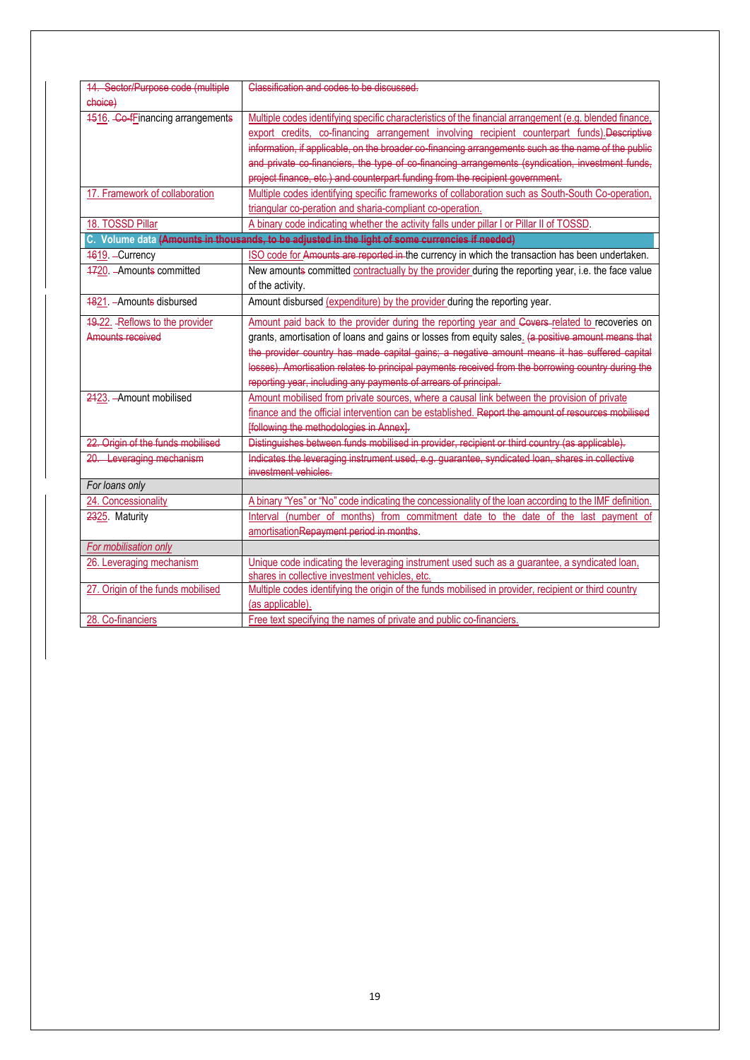| | |
|---|---|
| ~~14. Sector/Purpose code (multiple choice)~~ | ~~Classification and codes to be discussed.~~ |
| ~~15~~16. ~~Co-f~~Financing arrangements | Multiple codes identifying specific characteristics of the financial arrangement (e.g. blended finance, export credits, co-financing arrangement involving recipient counterpart funds).~~Descriptive information, if applicable, on the broader co-financing arrangements such as the name of the public and private co-financiers, the type of co-financing arrangements (syndication, investment funds, project finance, etc.) and counterpart funding from the recipient government.~~ |
| 17. Framework of collaboration | Multiple codes identifying specific frameworks of collaboration such as South-South Co-operation, triangular co-peration and sharia-compliant co-operation. |
| 18. TOSSD Pillar | A binary code indicating whether the activity falls under pillar I or Pillar II of TOSSD. |
| **C. Volume data** ~~**(Amounts in thousands, to be adjusted in the light of some currencies if needed)**~~ | |
| ~~16~~19. Currency | ISO code for ~~Amounts are reported in~~ the currency in which the transaction has been undertaken. |
| ~~17~~20. Amounts committed | New amount~~s~~ committed contractually by the provider during the reporting year, i.e. the face value of the activity. |
| ~~18~~21. Amount~~s~~ disbursed | Amount disbursed (expenditure) by the provider during the reporting year. |
| ~~19.~~22. Reflows to the provider ~~Amounts received~~ | Amount paid back to the provider during the reporting year and ~~Covers~~ related to recoveries on grants, amortisation of loans and gains or losses from equity sales. ~~(a positive amount means that the provider country has made capital gains; a negative amount means it has suffered capital losses). Amortisation relates to principal payments received from the borrowing country during the reporting year, including any payments of arrears of principal.~~ |
| ~~21~~23. Amount mobilised | Amount mobilised from private sources, where a causal link between the provision of private finance and the official intervention can be established. ~~Report the amount of resources mobilised [following the methodologies in Annex].~~ |
| ~~22. Origin of the funds mobilised~~ | ~~Distinguishes between funds mobilised in provider, recipient or third country (as applicable).~~ |
| ~~20. Leveraging mechanism~~ | ~~Indicates the leveraging instrument used, e.g. guarantee, syndicated loan, shares in collective investment vehicles.~~ |
| *For loans only* | |
| 24. Concessionality | A binary "Yes" or "No" code indicating the concessionality of the loan according to the IMF definition. |
| ~~23~~25. Maturity | Interval (number of months) from commitment date to the date of the last payment of amortisation~~Repayment period in months~~. |
| *For mobilisation only* | |
| 26. Leveraging mechanism | Unique code indicating the leveraging instrument used such as a guarantee, a syndicated loan, shares in collective investment vehicles, etc. |
| 27. Origin of the funds mobilised | Multiple codes identifying the origin of the funds mobilised in provider, recipient or third country (as applicable). |
| 28. Co-financiers | Free text specifying the names of private and public co-financiers. |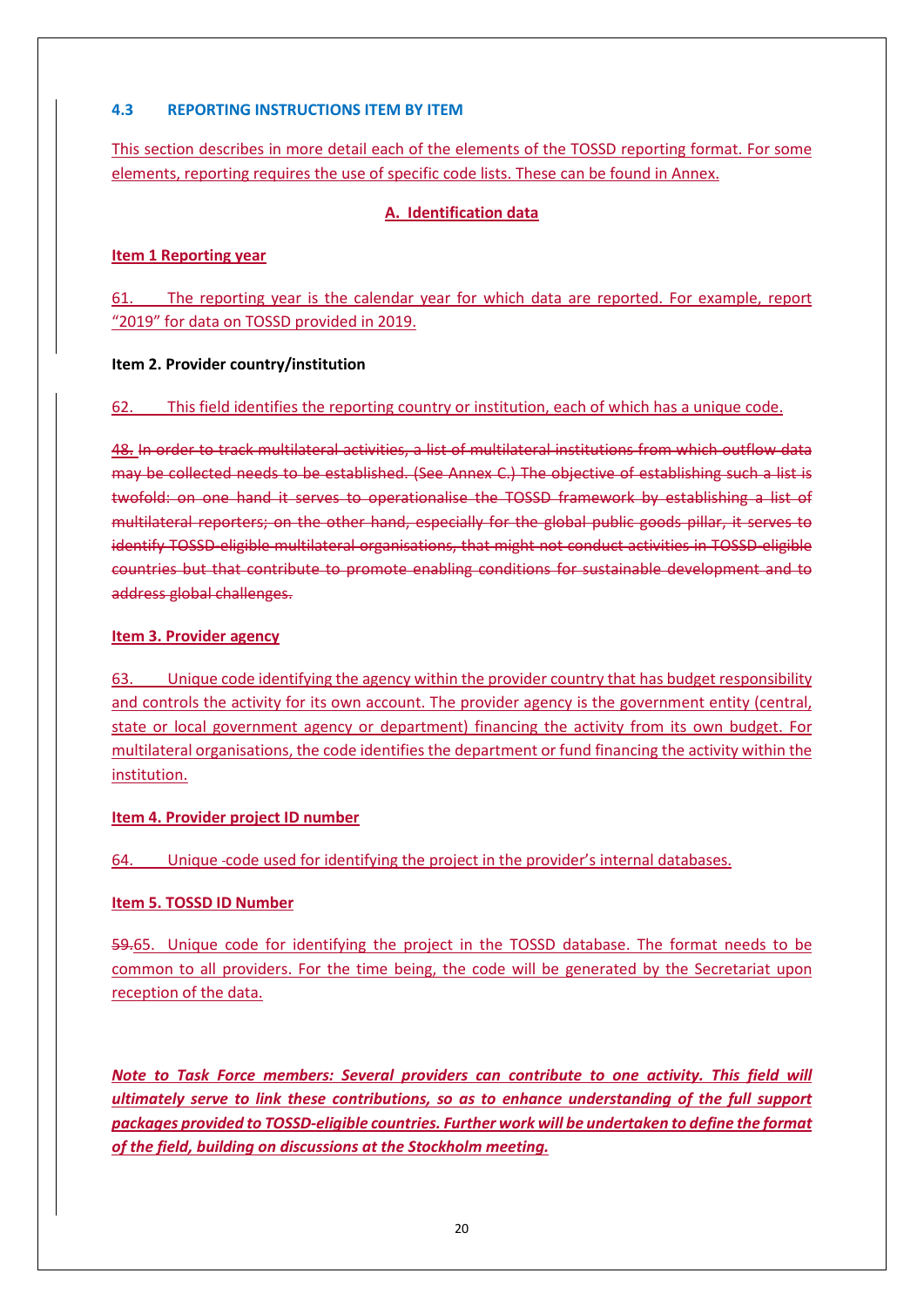### 4.3 REPORTING INSTRUCTIONS ITEM BY ITEM

This section describes in more detail each of the elements of the TOSSD reporting format. For some elements, reporting requires the use of specific code lists. These can be found in Annex.

**A. Identification data**

**Item 1 Reporting year**

61. The reporting year is the calendar year for which data are reported. For example, report "2019" for data on TOSSD provided in 2019.

**Item 2. Provider country/institution**

62. This field identifies the reporting country or institution, each of which has a unique code.

~~48. In order to track multilateral activities, a list of multilateral institutions from which outflow data may be collected needs to be established. (See Annex C.) The objective of establishing such a list is twofold: on one hand it serves to operationalise the TOSSD framework by establishing a list of multilateral reporters; on the other hand, especially for the global public goods pillar, it serves to identify TOSSD-eligible multilateral organisations, that might not conduct activities in TOSSD-eligible countries but that contribute to promote enabling conditions for sustainable development and to address global challenges.~~

**Item 3. Provider agency**

63. Unique code identifying the agency within the provider country that has budget responsibility and controls the activity for its own account. The provider agency is the government entity (central, state or local government agency or department) financing the activity from its own budget. For multilateral organisations, the code identifies the department or fund financing the activity within the institution.

**Item 4. Provider project ID number**

64. Unique code used for identifying the project in the provider's internal databases.

**Item 5. TOSSD ID Number**

~~59.~~65. Unique code for identifying the project in the TOSSD database. The format needs to be common to all providers. For the time being, the code will be generated by the Secretariat upon reception of the data.

***Note to Task Force members: Several providers can contribute to one activity. This field will ultimately serve to link these contributions, so as to enhance understanding of the full support packages provided to TOSSD-eligible countries. Further work will be undertaken to define the format of the field, building on discussions at the Stockholm meeting.***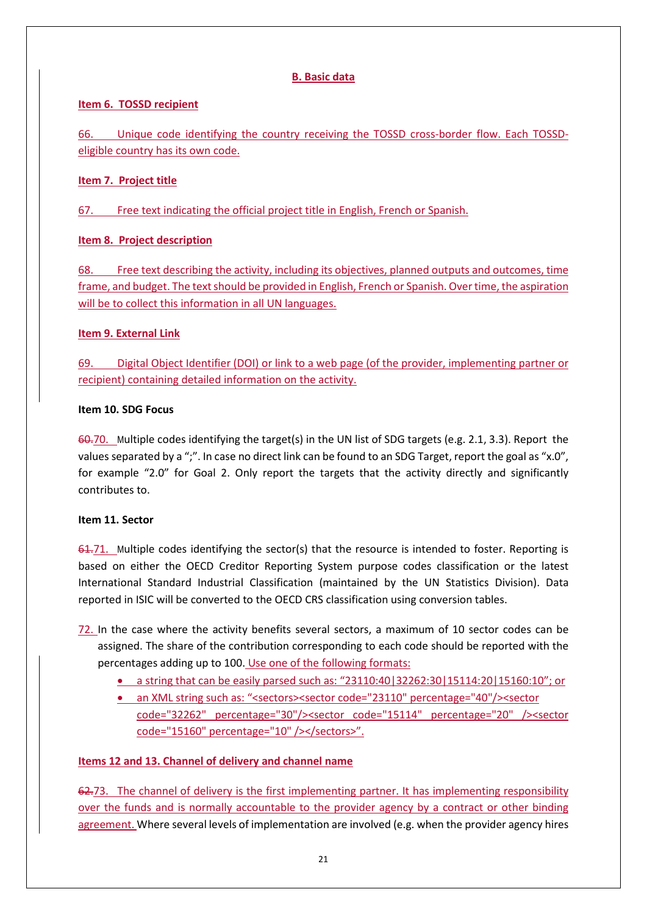**B. Basic data**

**Item 6. TOSSD recipient**

66. Unique code identifying the country receiving the TOSSD cross-border flow. Each TOSSD-eligible country has its own code.

**Item 7. Project title**

67. Free text indicating the official project title in English, French or Spanish.

**Item 8. Project description**

68. Free text describing the activity, including its objectives, planned outputs and outcomes, time frame, and budget. The text should be provided in English, French or Spanish. Over time, the aspiration will be to collect this information in all UN languages.

**Item 9. External Link**

69. Digital Object Identifier (DOI) or link to a web page (of the provider, implementing partner or recipient) containing detailed information on the activity.

**Item 10. SDG Focus**

~~60.~~70. Multiple codes identifying the target(s) in the UN list of SDG targets (e.g. 2.1, 3.3). Report the values separated by a ";". In case no direct link can be found to an SDG Target, report the goal as "x.0", for example "2.0" for Goal 2. Only report the targets that the activity directly and significantly contributes to.

**Item 11. Sector**

~~61.~~71. Multiple codes identifying the sector(s) that the resource is intended to foster. Reporting is based on either the OECD Creditor Reporting System purpose codes classification or the latest International Standard Industrial Classification (maintained by the UN Statistics Division). Data reported in ISIC will be converted to the OECD CRS classification using conversion tables.

72. In the case where the activity benefits several sectors, a maximum of 10 sector codes can be assigned. The share of the contribution corresponding to each code should be reported with the percentages adding up to 100. Use one of the following formats:

- a string that can be easily parsed such as: "23110:40|32262:30|15114:20|15160:10"; or
- an XML string such as: "<sectors><sector code="23110" percentage="40"/><sector code="32262" percentage="30"/><sector code="15114" percentage="20" /><sector code="15160" percentage="10" /></sectors>".

**Items 12 and 13. Channel of delivery and channel name**

~~62.~~73. The channel of delivery is the first implementing partner. It has implementing responsibility over the funds and is normally accountable to the provider agency by a contract or other binding agreement. Where several levels of implementation are involved (e.g. when the provider agency hires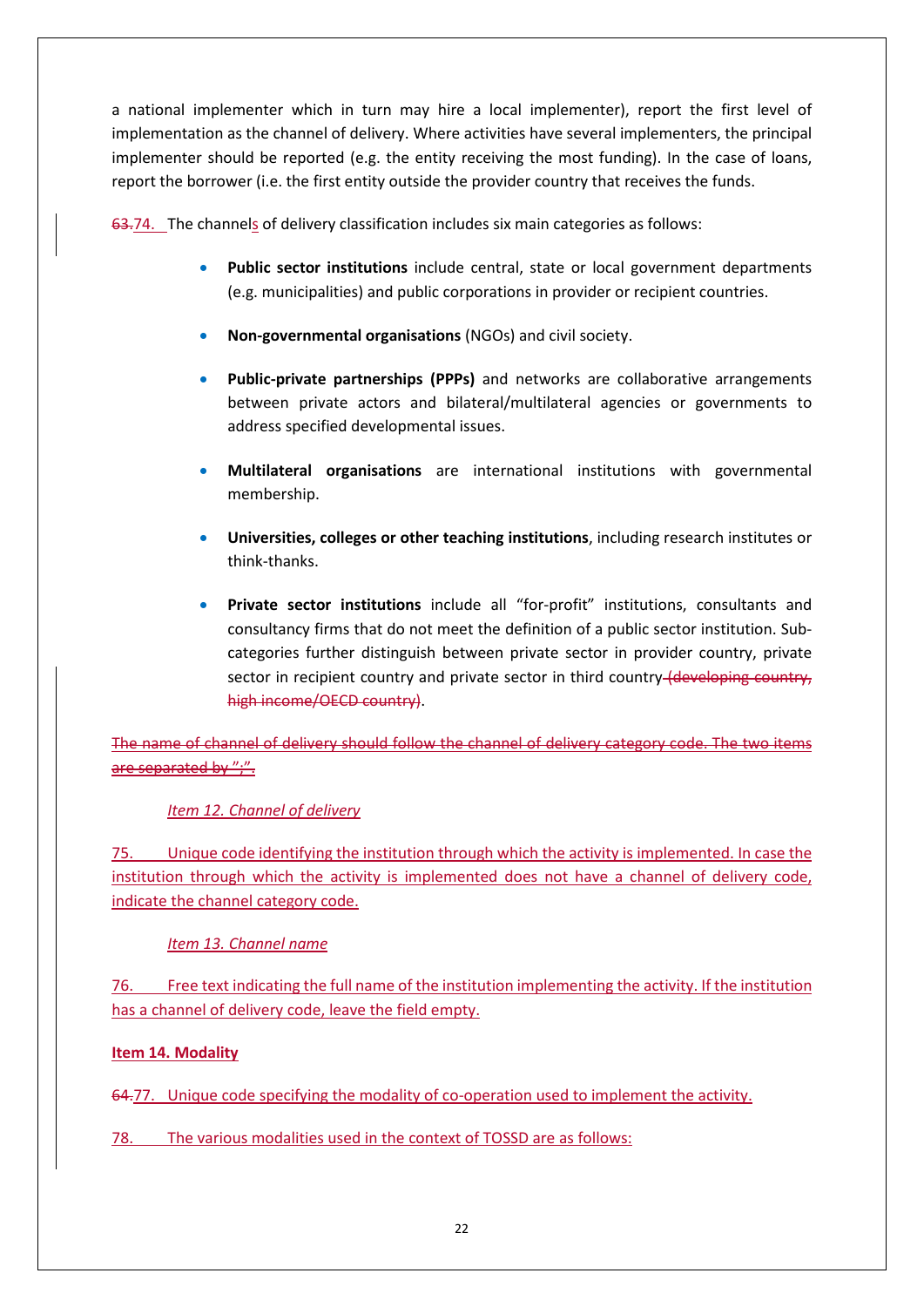a national implementer which in turn may hire a local implementer), report the first level of implementation as the channel of delivery. Where activities have several implementers, the principal implementer should be reported (e.g. the entity receiving the most funding). In the case of loans, report the borrower (i.e. the first entity outside the provider country that receives the funds.

~~63.~~74. The channels of delivery classification includes six main categories as follows:

- **Public sector institutions** include central, state or local government departments (e.g. municipalities) and public corporations in provider or recipient countries.
- **Non-governmental organisations** (NGOs) and civil society.
- **Public-private partnerships (PPPs)** and networks are collaborative arrangements between private actors and bilateral/multilateral agencies or governments to address specified developmental issues.
- **Multilateral organisations** are international institutions with governmental membership.
- **Universities, colleges or other teaching institutions**, including research institutes or think-thanks.
- **Private sector institutions** include all "for-profit" institutions, consultants and consultancy firms that do not meet the definition of a public sector institution. Sub-categories further distinguish between private sector in provider country, private sector in recipient country and private sector in third country ~~(developing country, high income/OECD country)~~.

~~The name of channel of delivery should follow the channel of delivery category code. The two items are separated by ";".~~

*Item 12. Channel of delivery*

75. Unique code identifying the institution through which the activity is implemented. In case the institution through which the activity is implemented does not have a channel of delivery code, indicate the channel category code.

*Item 13. Channel name*

76. Free text indicating the full name of the institution implementing the activity. If the institution has a channel of delivery code, leave the field empty.

**Item 14. Modality**

~~64.~~77. Unique code specifying the modality of co-operation used to implement the activity.

78. The various modalities used in the context of TOSSD are as follows: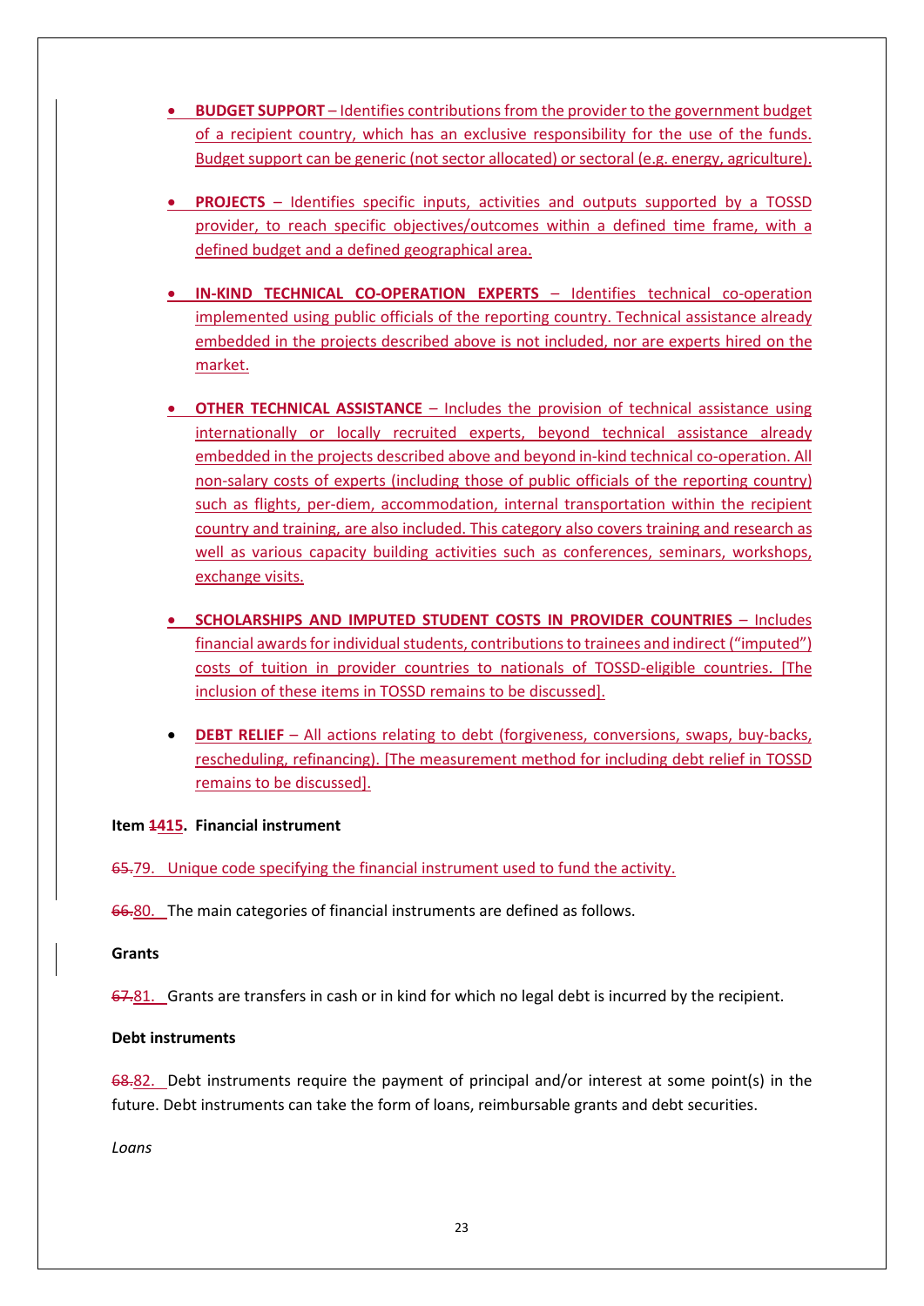- **BUDGET SUPPORT** – Identifies contributions from the provider to the government budget of a recipient country, which has an exclusive responsibility for the use of the funds. Budget support can be generic (not sector allocated) or sectoral (e.g. energy, agriculture).

- **PROJECTS** – Identifies specific inputs, activities and outputs supported by a TOSSD provider, to reach specific objectives/outcomes within a defined time frame, with a defined budget and a defined geographical area.

- **IN-KIND TECHNICAL CO-OPERATION EXPERTS** – Identifies technical co-operation implemented using public officials of the reporting country. Technical assistance already embedded in the projects described above is not included, nor are experts hired on the market.

- **OTHER TECHNICAL ASSISTANCE** – Includes the provision of technical assistance using internationally or locally recruited experts, beyond technical assistance already embedded in the projects described above and beyond in-kind technical co-operation. All non-salary costs of experts (including those of public officials of the reporting country) such as flights, per-diem, accommodation, internal transportation within the recipient country and training, are also included. This category also covers training and research as well as various capacity building activities such as conferences, seminars, workshops, exchange visits.

- **SCHOLARSHIPS AND IMPUTED STUDENT COSTS IN PROVIDER COUNTRIES** – Includes financial awards for individual students, contributions to trainees and indirect ("imputed") costs of tuition in provider countries to nationals of TOSSD-eligible countries. [The inclusion of these items in TOSSD remains to be discussed].

- **DEBT RELIEF** – All actions relating to debt (forgiveness, conversions, swaps, buy-backs, rescheduling, refinancing). [The measurement method for including debt relief in TOSSD remains to be discussed].

**Item ~~14~~15. Financial instrument**

~~65.~~79. Unique code specifying the financial instrument used to fund the activity.

~~66.~~80. The main categories of financial instruments are defined as follows.

**Grants**

~~67.~~81. Grants are transfers in cash or in kind for which no legal debt is incurred by the recipient.

**Debt instruments**

~~68.~~82. Debt instruments require the payment of principal and/or interest at some point(s) in the future. Debt instruments can take the form of loans, reimbursable grants and debt securities.

*Loans*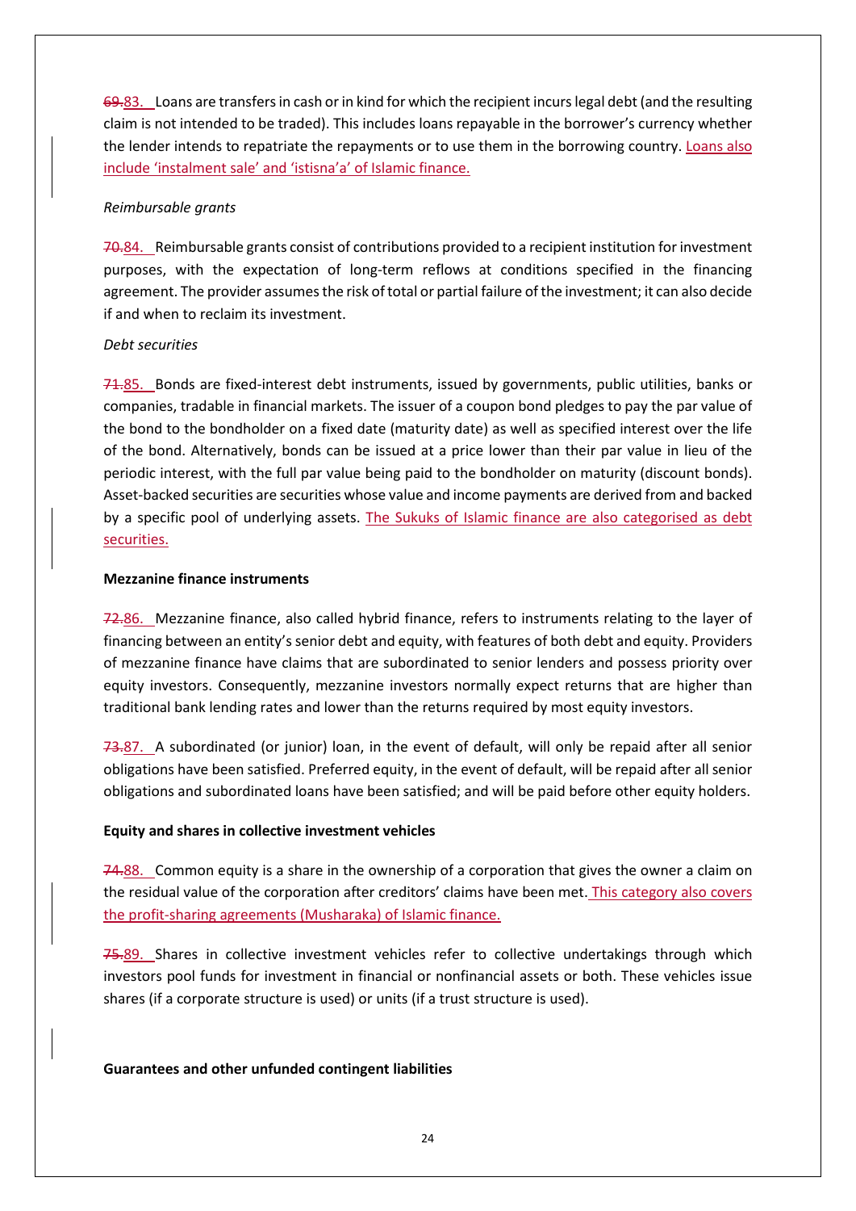69.83. Loans are transfers in cash or in kind for which the recipient incurs legal debt (and the resulting claim is not intended to be traded). This includes loans repayable in the borrower's currency whether the lender intends to repatriate the repayments or to use them in the borrowing country. Loans also include 'instalment sale' and 'istisna'a' of Islamic finance.

*Reimbursable grants*

70.84. Reimbursable grants consist of contributions provided to a recipient institution for investment purposes, with the expectation of long-term reflows at conditions specified in the financing agreement. The provider assumes the risk of total or partial failure of the investment; it can also decide if and when to reclaim its investment.

*Debt securities*

71.85. Bonds are fixed-interest debt instruments, issued by governments, public utilities, banks or companies, tradable in financial markets. The issuer of a coupon bond pledges to pay the par value of the bond to the bondholder on a fixed date (maturity date) as well as specified interest over the life of the bond. Alternatively, bonds can be issued at a price lower than their par value in lieu of the periodic interest, with the full par value being paid to the bondholder on maturity (discount bonds). Asset-backed securities are securities whose value and income payments are derived from and backed by a specific pool of underlying assets. The Sukuks of Islamic finance are also categorised as debt securities.

**Mezzanine finance instruments**

72.86. Mezzanine finance, also called hybrid finance, refers to instruments relating to the layer of financing between an entity's senior debt and equity, with features of both debt and equity. Providers of mezzanine finance have claims that are subordinated to senior lenders and possess priority over equity investors. Consequently, mezzanine investors normally expect returns that are higher than traditional bank lending rates and lower than the returns required by most equity investors.

73.87. A subordinated (or junior) loan, in the event of default, will only be repaid after all senior obligations have been satisfied. Preferred equity, in the event of default, will be repaid after all senior obligations and subordinated loans have been satisfied; and will be paid before other equity holders.

**Equity and shares in collective investment vehicles**

74.88. Common equity is a share in the ownership of a corporation that gives the owner a claim on the residual value of the corporation after creditors' claims have been met. This category also covers the profit-sharing agreements (Musharaka) of Islamic finance.

75.89. Shares in collective investment vehicles refer to collective undertakings through which investors pool funds for investment in financial or nonfinancial assets or both. These vehicles issue shares (if a corporate structure is used) or units (if a trust structure is used).

**Guarantees and other unfunded contingent liabilities**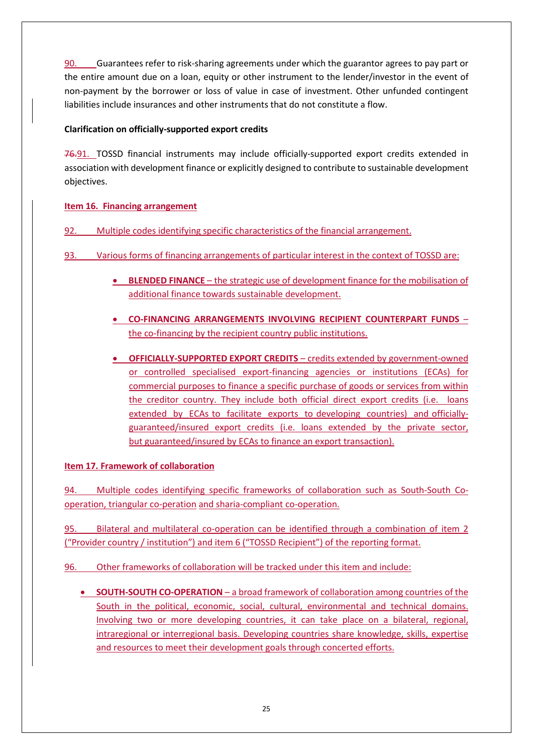90. Guarantees refer to risk-sharing agreements under which the guarantor agrees to pay part or the entire amount due on a loan, equity or other instrument to the lender/investor in the event of non-payment by the borrower or loss of value in case of investment. Other unfunded contingent liabilities include insurances and other instruments that do not constitute a flow.

**Clarification on officially-supported export credits**

~~76.~~91. TOSSD financial instruments may include officially-supported export credits extended in association with development finance or explicitly designed to contribute to sustainable development objectives.

**Item 16. Financing arrangement**

92. Multiple codes identifying specific characteristics of the financial arrangement.

93. Various forms of financing arrangements of particular interest in the context of TOSSD are:

- **BLENDED FINANCE** – the strategic use of development finance for the mobilisation of additional finance towards sustainable development.
- **CO-FINANCING ARRANGEMENTS INVOLVING RECIPIENT COUNTERPART FUNDS** – the co-financing by the recipient country public institutions.
- **OFFICIALLY-SUPPORTED EXPORT CREDITS** – credits extended by government-owned or controlled specialised export-financing agencies or institutions (ECAs) for commercial purposes to finance a specific purchase of goods or services from within the creditor country. They include both official direct export credits (i.e. loans extended by ECAs to facilitate exports to developing countries) and officially-guaranteed/insured export credits (i.e. loans extended by the private sector, but guaranteed/insured by ECAs to finance an export transaction).

**Item 17. Framework of collaboration**

94. Multiple codes identifying specific frameworks of collaboration such as South-South Co-operation, triangular co-peration and sharia-compliant co-operation.

95. Bilateral and multilateral co-operation can be identified through a combination of item 2 ("Provider country / institution") and item 6 ("TOSSD Recipient") of the reporting format.

96. Other frameworks of collaboration will be tracked under this item and include:

- **SOUTH-SOUTH CO-OPERATION** – a broad framework of collaboration among countries of the South in the political, economic, social, cultural, environmental and technical domains. Involving two or more developing countries, it can take place on a bilateral, regional, intraregional or interregional basis. Developing countries share knowledge, skills, expertise and resources to meet their development goals through concerted efforts.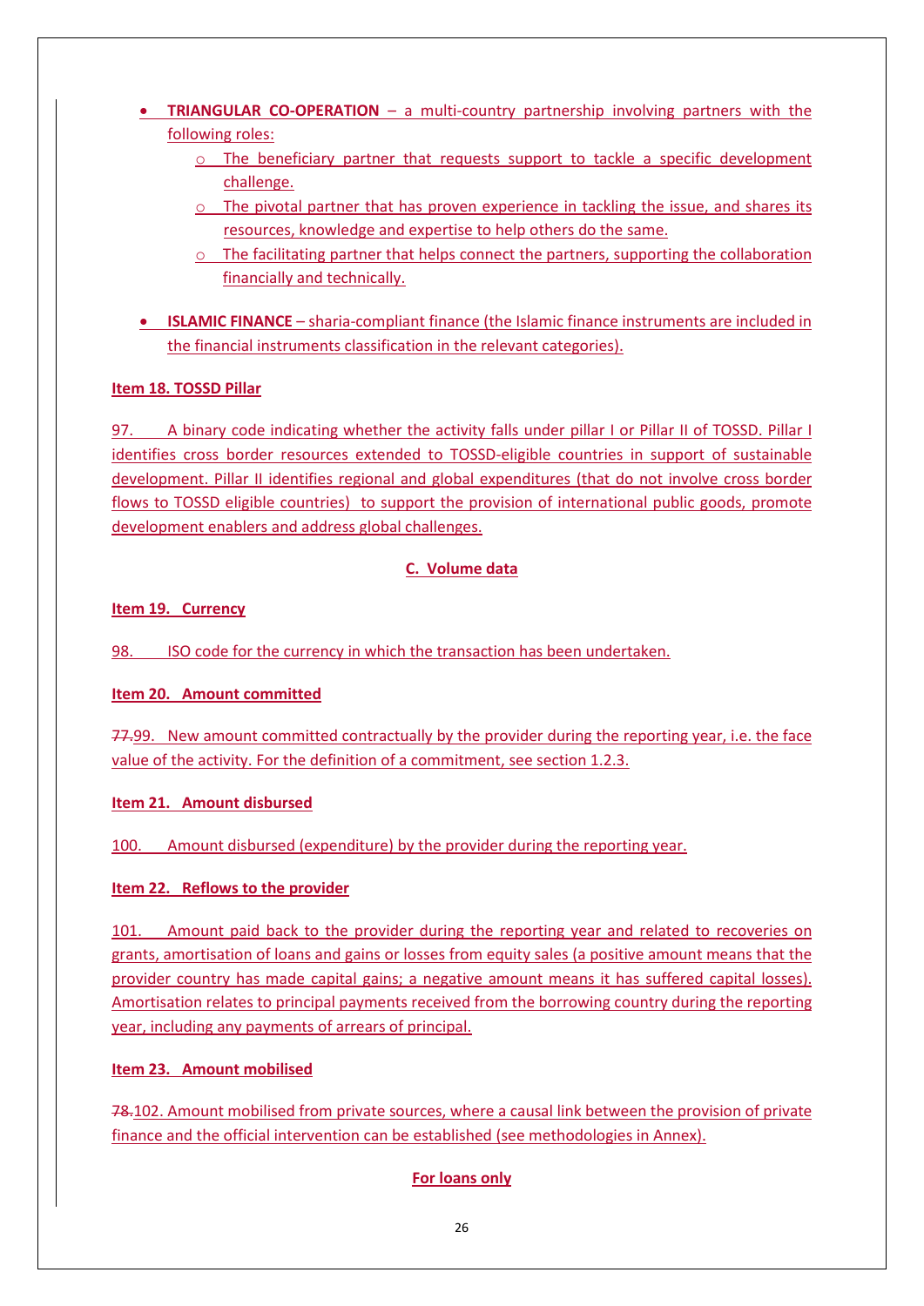- **TRIANGULAR CO-OPERATION** – a multi-country partnership involving partners with the following roles:
    - The beneficiary partner that requests support to tackle a specific development challenge.
    - The pivotal partner that has proven experience in tackling the issue, and shares its resources, knowledge and expertise to help others do the same.
    - The facilitating partner that helps connect the partners, supporting the collaboration financially and technically.

- **ISLAMIC FINANCE** – sharia-compliant finance (the Islamic finance instruments are included in the financial instruments classification in the relevant categories).

**Item 18. TOSSD Pillar**

97. A binary code indicating whether the activity falls under pillar I or Pillar II of TOSSD. Pillar I identifies cross border resources extended to TOSSD-eligible countries in support of sustainable development. Pillar II identifies regional and global expenditures (that do not involve cross border flows to TOSSD eligible countries) to support the provision of international public goods, promote development enablers and address global challenges.

## C. Volume data

**Item 19. Currency**

98. ISO code for the currency in which the transaction has been undertaken.

**Item 20. Amount committed**

~~77.~~99. New amount committed contractually by the provider during the reporting year, i.e. the face value of the activity. For the definition of a commitment, see section 1.2.3.

**Item 21. Amount disbursed**

100. Amount disbursed (expenditure) by the provider during the reporting year.

**Item 22. Reflows to the provider**

101. Amount paid back to the provider during the reporting year and related to recoveries on grants, amortisation of loans and gains or losses from equity sales (a positive amount means that the provider country has made capital gains; a negative amount means it has suffered capital losses). Amortisation relates to principal payments received from the borrowing country during the reporting year, including any payments of arrears of principal.

**Item 23. Amount mobilised**

~~78.~~102. Amount mobilised from private sources, where a causal link between the provision of private finance and the official intervention can be established (see methodologies in Annex).

**For loans only**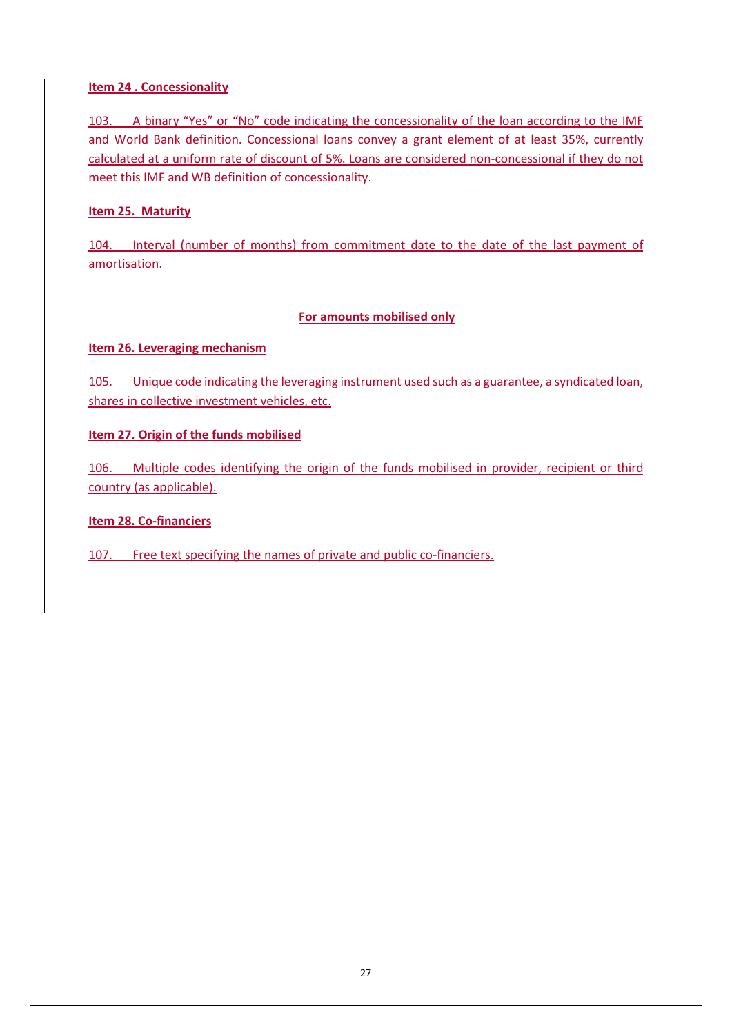**Item 24 . Concessionality**

103. A binary "Yes" or "No" code indicating the concessionality of the loan according to the IMF and World Bank definition. Concessional loans convey a grant element of at least 35%, currently calculated at a uniform rate of discount of 5%. Loans are considered non-concessional if they do not meet this IMF and WB definition of concessionality.

**Item 25. Maturity**

104. Interval (number of months) from commitment date to the date of the last payment of amortisation.

**For amounts mobilised only**

**Item 26. Leveraging mechanism**

105. Unique code indicating the leveraging instrument used such as a guarantee, a syndicated loan, shares in collective investment vehicles, etc.

**Item 27. Origin of the funds mobilised**

106. Multiple codes identifying the origin of the funds mobilised in provider, recipient or third country (as applicable).

**Item 28. Co-financiers**

107. Free text specifying the names of private and public co-financiers.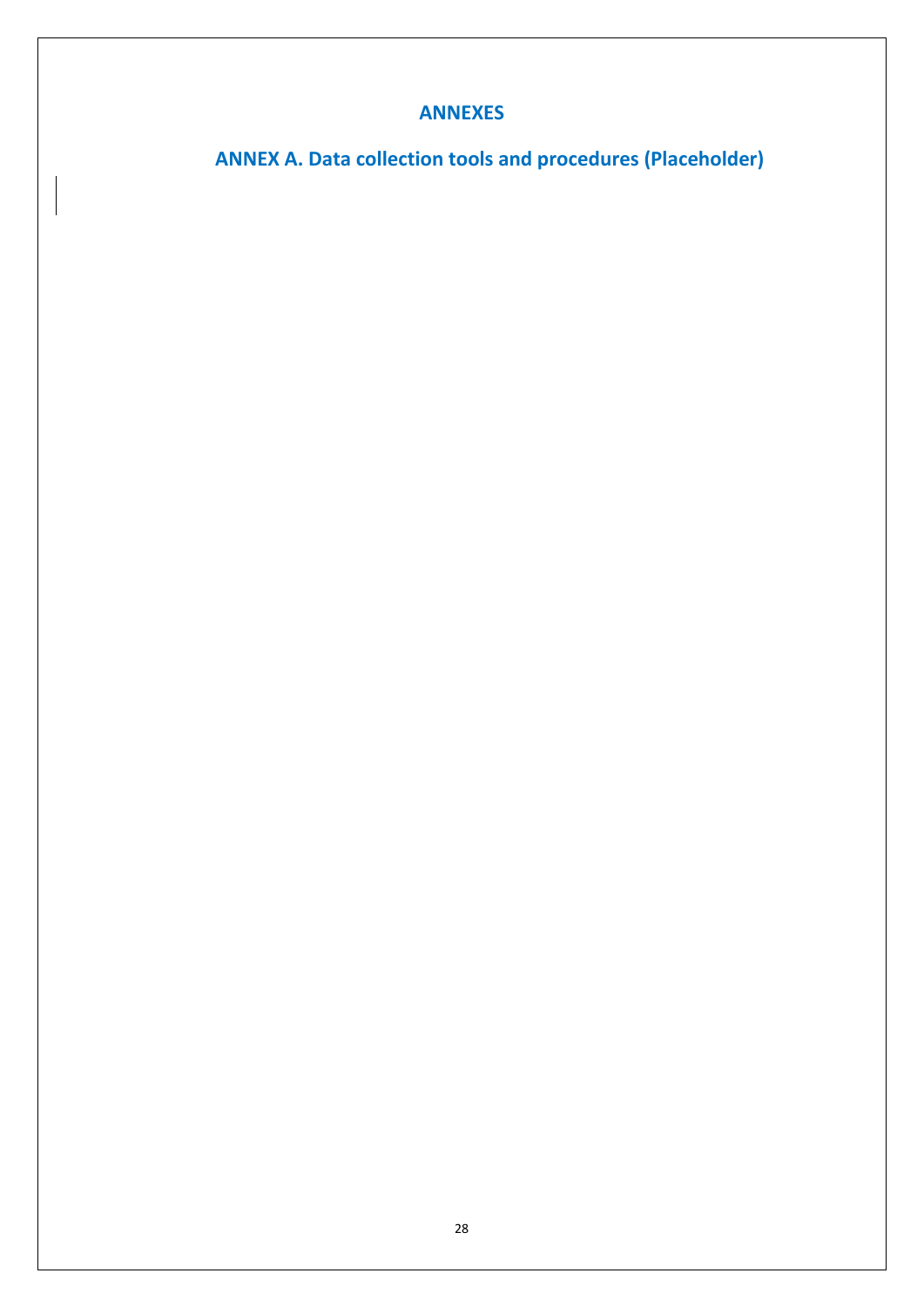# ANNEXES

## ANNEX A. Data collection tools and procedures (Placeholder)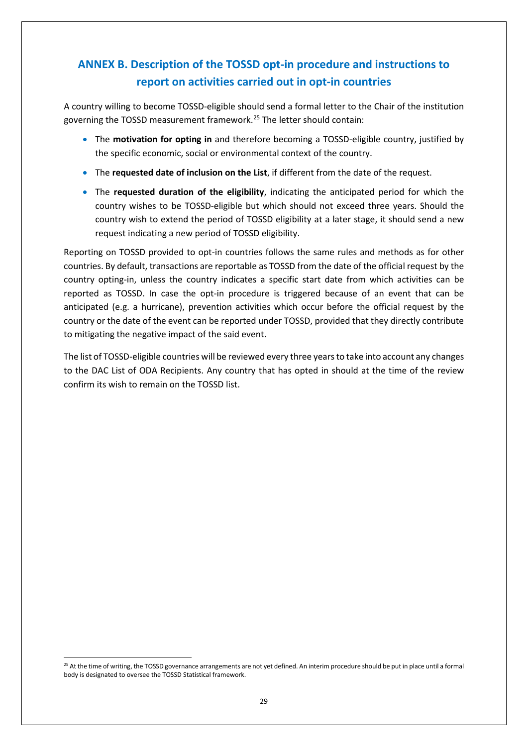## ANNEX B. Description of the TOSSD opt-in procedure and instructions to report on activities carried out in opt-in countries

A country willing to become TOSSD-eligible should send a formal letter to the Chair of the institution governing the TOSSD measurement framework.[25] The letter should contain:

- The **motivation for opting in** and therefore becoming a TOSSD-eligible country, justified by the specific economic, social or environmental context of the country.
- The **requested date of inclusion on the List**, if different from the date of the request.
- The **requested duration of the eligibility**, indicating the anticipated period for which the country wishes to be TOSSD-eligible but which should not exceed three years. Should the country wish to extend the period of TOSSD eligibility at a later stage, it should send a new request indicating a new period of TOSSD eligibility.

Reporting on TOSSD provided to opt-in countries follows the same rules and methods as for other countries. By default, transactions are reportable as TOSSD from the date of the official request by the country opting-in, unless the country indicates a specific start date from which activities can be reported as TOSSD. In case the opt-in procedure is triggered because of an event that can be anticipated (e.g. a hurricane), prevention activities which occur before the official request by the country or the date of the event can be reported under TOSSD, provided that they directly contribute to mitigating the negative impact of the said event.

The list of TOSSD-eligible countries will be reviewed every three years to take into account any changes to the DAC List of ODA Recipients. Any country that has opted in should at the time of the review confirm its wish to remain on the TOSSD list.

[25] At the time of writing, the TOSSD governance arrangements are not yet defined. An interim procedure should be put in place until a formal body is designated to oversee the TOSSD Statistical framework.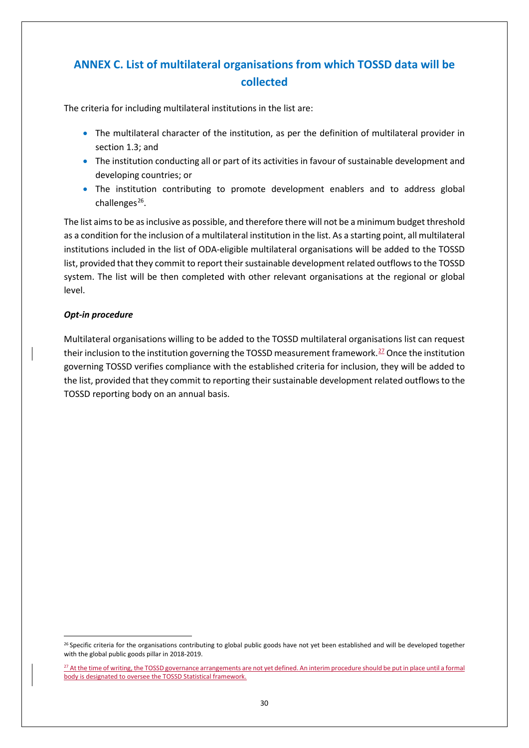## ANNEX C. List of multilateral organisations from which TOSSD data will be collected

The criteria for including multilateral institutions in the list are:

- The multilateral character of the institution, as per the definition of multilateral provider in section 1.3; and
- The institution conducting all or part of its activities in favour of sustainable development and developing countries; or
- The institution contributing to promote development enablers and to address global challenges[26].

The list aims to be as inclusive as possible, and therefore there will not be a minimum budget threshold as a condition for the inclusion of a multilateral institution in the list. As a starting point, all multilateral institutions included in the list of ODA-eligible multilateral organisations will be added to the TOSSD list, provided that they commit to report their sustainable development related outflows to the TOSSD system. The list will be then completed with other relevant organisations at the regional or global level.

***Opt-in procedure***

Multilateral organisations willing to be added to the TOSSD multilateral organisations list can request their inclusion to the institution governing the TOSSD measurement framework.[27] Once the institution governing TOSSD verifies compliance with the established criteria for inclusion, they will be added to the list, provided that they commit to reporting their sustainable development related outflows to the TOSSD reporting body on an annual basis.

---

[26] Specific criteria for the organisations contributing to global public goods have not yet been established and will be developed together with the global public goods pillar in 2018-2019.

[27] At the time of writing, the TOSSD governance arrangements are not yet defined. An interim procedure should be put in place until a formal body is designated to oversee the TOSSD Statistical framework.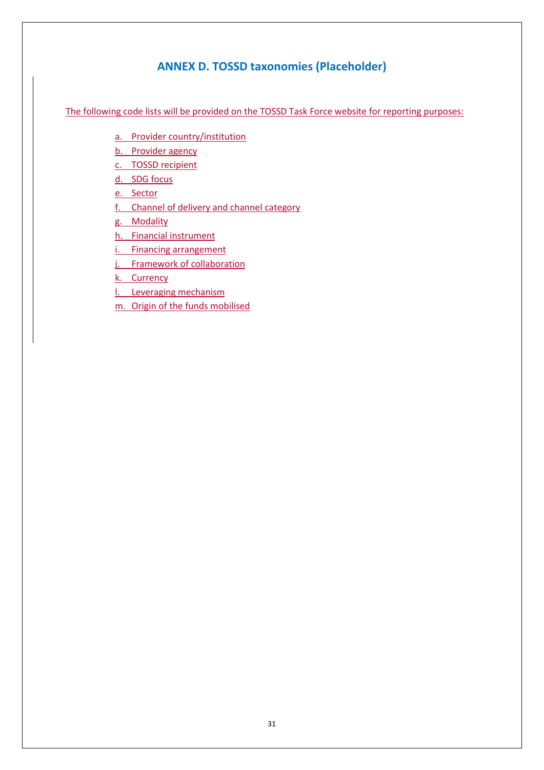# ANNEX D. TOSSD taxonomies (Placeholder)

The following code lists will be provided on the TOSSD Task Force website for reporting purposes:

a. Provider country/institution
b. Provider agency
c. TOSSD recipient
d. SDG focus
e. Sector
f. Channel of delivery and channel category
g. Modality
h. Financial instrument
i. Financing arrangement
j. Framework of collaboration
k. Currency
l. Leveraging mechanism
m. Origin of the funds mobilised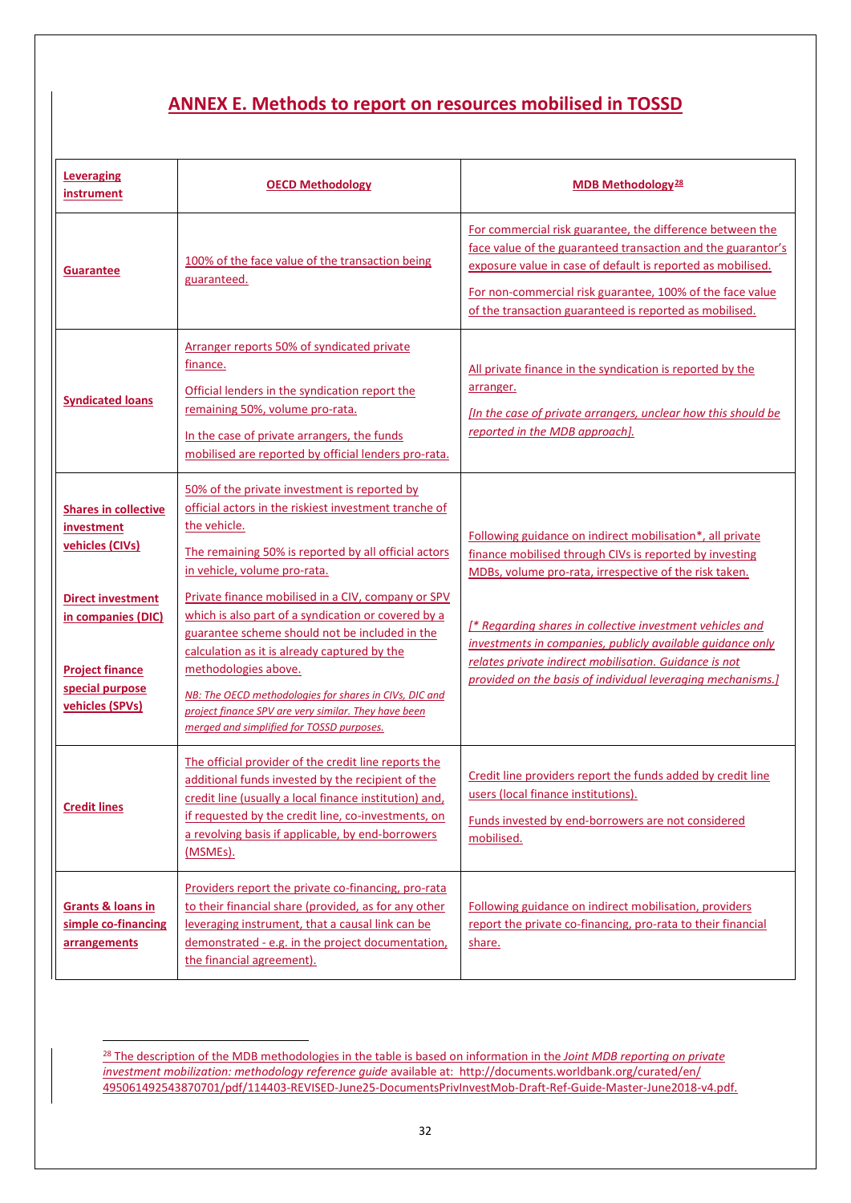# ANNEX E. Methods to report on resources mobilised in TOSSD

| Leveraging instrument | OECD Methodology | MDB Methodology[28] |
|---|---|---|
| **Guarantee** | 100% of the face value of the transaction being guaranteed. | For commercial risk guarantee, the difference between the face value of the guaranteed transaction and the guarantor's exposure value in case of default is reported as mobilised.<br><br>For non-commercial risk guarantee, 100% of the face value of the transaction guaranteed is reported as mobilised. |
| **Syndicated loans** | Arranger reports 50% of syndicated private finance.<br><br>Official lenders in the syndication report the remaining 50%, volume pro-rata.<br><br>In the case of private arrangers, the funds mobilised are reported by official lenders pro-rata. | All private finance in the syndication is reported by the arranger.<br><br>*[In the case of private arrangers, unclear how this should be reported in the MDB approach].* |
| **Shares in collective investment vehicles (CIVs)**<br><br>**Direct investment in companies (DIC)**<br><br>**Project finance special purpose vehicles (SPVs)** | 50% of the private investment is reported by official actors in the riskiest investment tranche of the vehicle.<br><br>The remaining 50% is reported by all official actors in vehicle, volume pro-rata.<br><br>Private finance mobilised in a CIV, company or SPV which is also part of a syndication or covered by a guarantee scheme should not be included in the calculation as it is already captured by the methodologies above.<br><br>*NB: The OECD methodologies for shares in CIVs, DIC and project finance SPV are very similar. They have been merged and simplified for TOSSD purposes.* | Following guidance on indirect mobilisation*, all private finance mobilised through CIVs is reported by investing MDBs, volume pro-rata, irrespective of the risk taken.<br><br>*[* Regarding shares in collective investment vehicles and investments in companies, publicly available guidance only relates private indirect mobilisation. Guidance is not provided on the basis of individual leveraging mechanisms.]* |
| **Credit lines** | The official provider of the credit line reports the additional funds invested by the recipient of the credit line (usually a local finance institution) and, if requested by the credit line, co-investments, on a revolving basis if applicable, by end-borrowers (MSMEs). | Credit line providers report the funds added by credit line users (local finance institutions).<br><br>Funds invested by end-borrowers are not considered mobilised. |
| **Grants & loans in simple co-financing arrangements** | Providers report the private co-financing, pro-rata to their financial share (provided, as for any other leveraging instrument, that a causal link can be demonstrated - e.g. in the project documentation, the financial agreement). | Following guidance on indirect mobilisation, providers report the private co-financing, pro-rata to their financial share. |

[28] The description of the MDB methodologies in the table is based on information in the *Joint MDB reporting on private investment mobilization: methodology reference guide* available at: http://documents.worldbank.org/curated/en/495061492543870701/pdf/114403-REVISED-June25-DocumentsPrivInvestMob-Draft-Ref-Guide-Master-June2018-v4.pdf.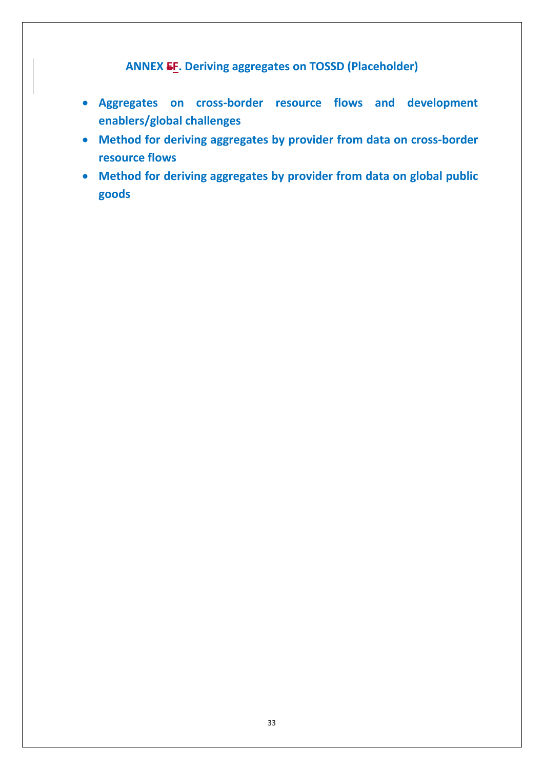# ANNEX ~~E~~F. Deriving aggregates on TOSSD (Placeholder)

- **Aggregates on cross-border resource flows and development enablers/global challenges**
- **Method for deriving aggregates by provider from data on cross-border resource flows**
- **Method for deriving aggregates by provider from data on global public goods**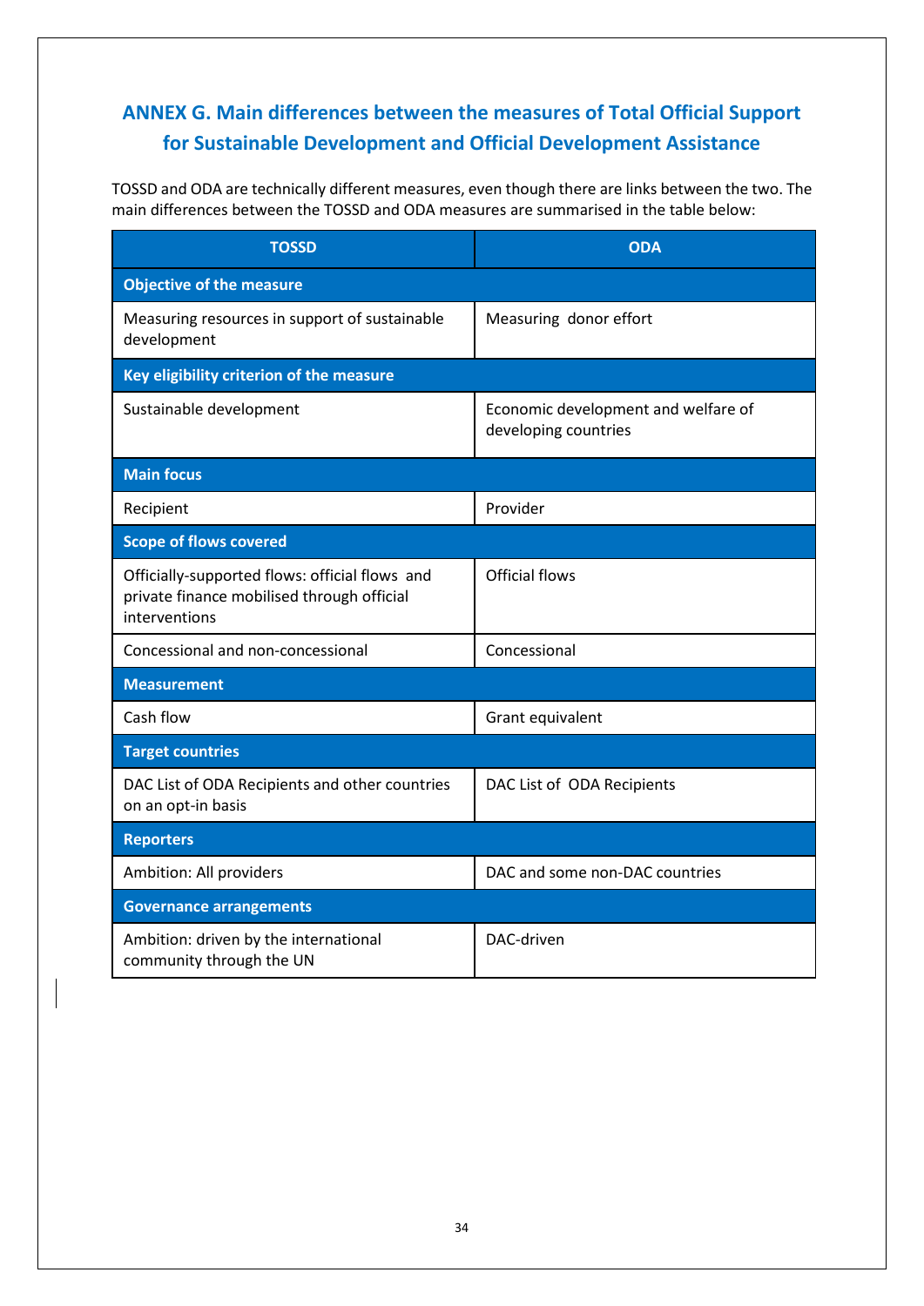## ANNEX G. Main differences between the measures of Total Official Support for Sustainable Development and Official Development Assistance

TOSSD and ODA are technically different measures, even though there are links between the two. The main differences between the TOSSD and ODA measures are summarised in the table below:

| TOSSD | ODA |
|---|---|
| **Objective of the measure** | |
| Measuring resources in support of sustainable development | Measuring donor effort |
| **Key eligibility criterion of the measure** | |
| Sustainable development | Economic development and welfare of developing countries |
| **Main focus** | |
| Recipient | Provider |
| **Scope of flows covered** | |
| Officially-supported flows: official flows and private finance mobilised through official interventions | Official flows |
| Concessional and non-concessional | Concessional |
| **Measurement** | |
| Cash flow | Grant equivalent |
| **Target countries** | |
| DAC List of ODA Recipients and other countries on an opt-in basis | DAC List of ODA Recipients |
| **Reporters** | |
| Ambition: All providers | DAC and some non-DAC countries |
| **Governance arrangements** | |
| Ambition: driven by the international community through the UN | DAC-driven |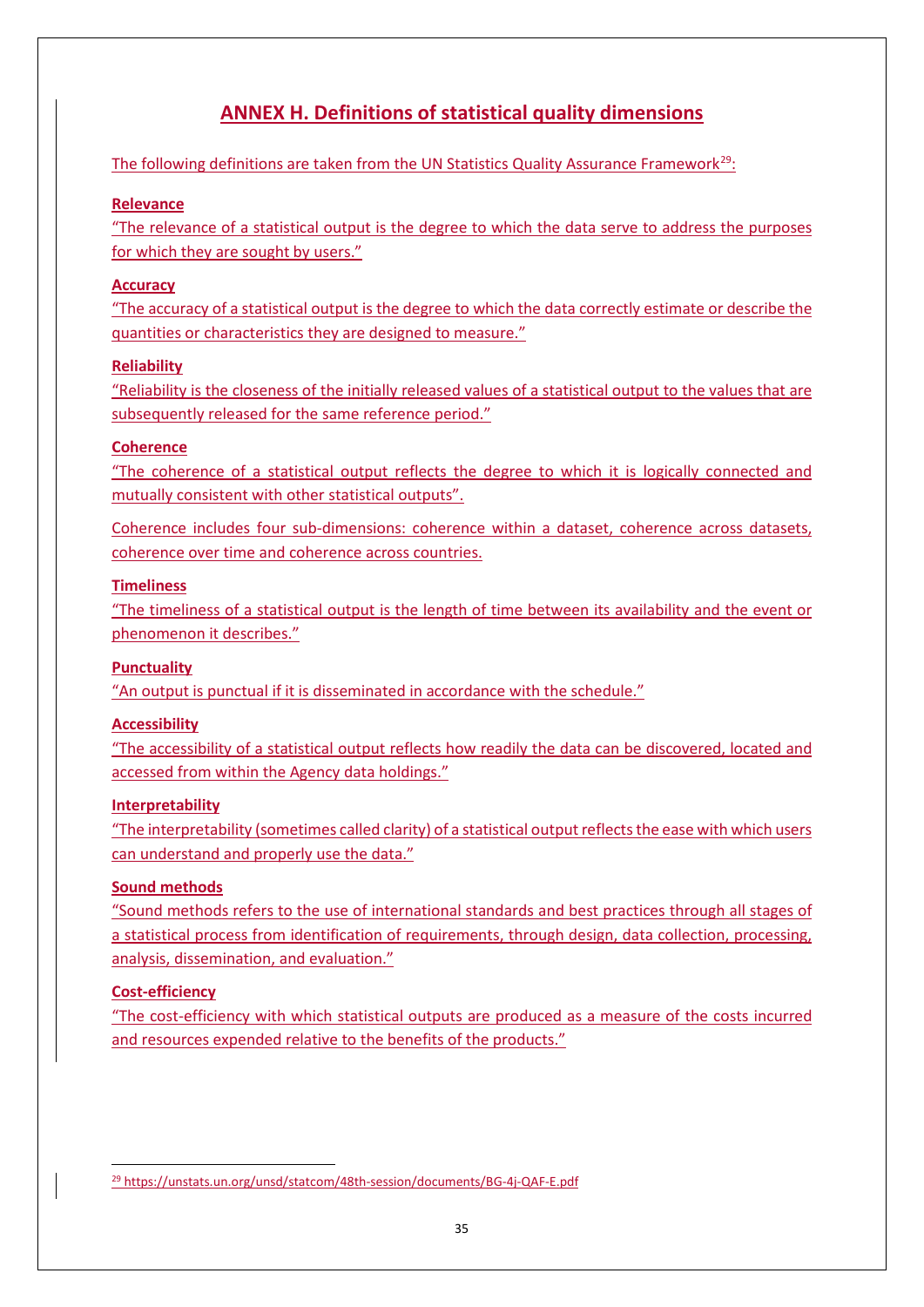## ANNEX H. Definitions of statistical quality dimensions

The following definitions are taken from the UN Statistics Quality Assurance Framework[29]:

**Relevance**

"The relevance of a statistical output is the degree to which the data serve to address the purposes for which they are sought by users."

**Accuracy**

"The accuracy of a statistical output is the degree to which the data correctly estimate or describe the quantities or characteristics they are designed to measure."

**Reliability**

"Reliability is the closeness of the initially released values of a statistical output to the values that are subsequently released for the same reference period."

**Coherence**

"The coherence of a statistical output reflects the degree to which it is logically connected and mutually consistent with other statistical outputs".

Coherence includes four sub-dimensions: coherence within a dataset, coherence across datasets, coherence over time and coherence across countries.

**Timeliness**

"The timeliness of a statistical output is the length of time between its availability and the event or phenomenon it describes."

**Punctuality**

"An output is punctual if it is disseminated in accordance with the schedule."

**Accessibility**

"The accessibility of a statistical output reflects how readily the data can be discovered, located and accessed from within the Agency data holdings."

**Interpretability**

"The interpretability (sometimes called clarity) of a statistical output reflects the ease with which users can understand and properly use the data."

**Sound methods**

"Sound methods refers to the use of international standards and best practices through all stages of a statistical process from identification of requirements, through design, data collection, processing, analysis, dissemination, and evaluation."

**Cost-efficiency**

"The cost-efficiency with which statistical outputs are produced as a measure of the costs incurred and resources expended relative to the benefits of the products."

---

[29] https://unstats.un.org/unsd/statcom/48th-session/documents/BG-4j-QAF-E.pdf